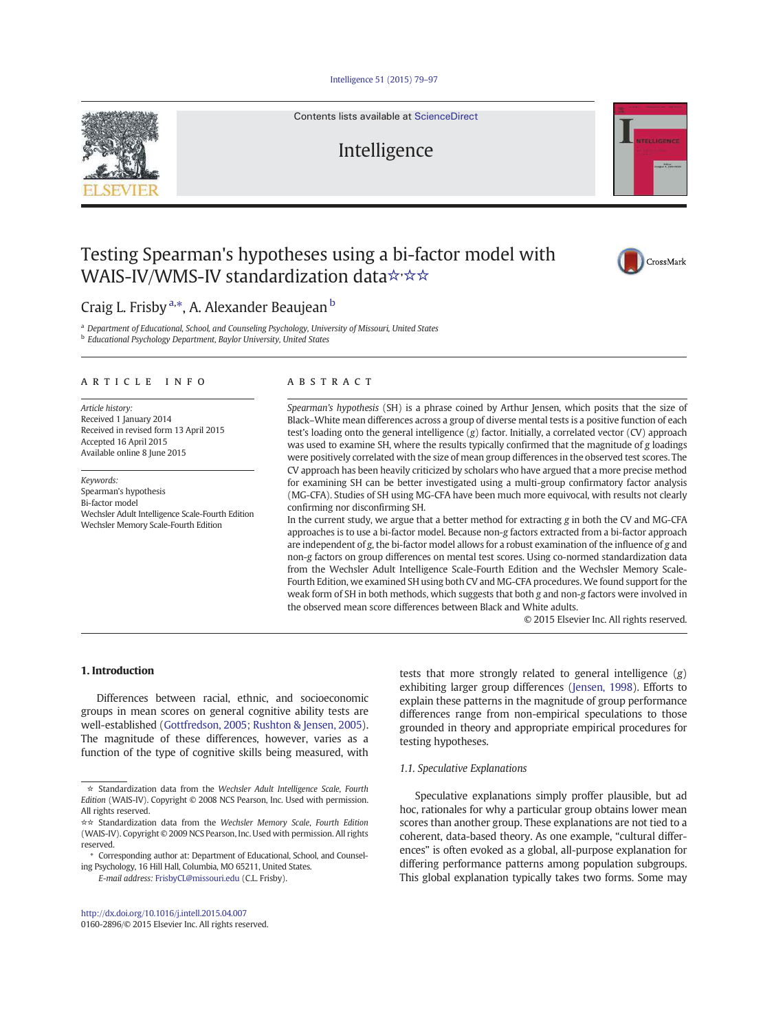# Testing Spearman's hypotheses using a bi-factor model with WAIS-IV/WMS-IV standardization data☆,☆☆

Craig L. Frisby [a,*], A. Alexander Beaujean [b]

[a] *Department of Educational, School, and Counseling Psychology, University of Missouri, United States*
[b] *Educational Psychology Department, Baylor University, United States*

## ARTICLE INFO

*Article history:*
Received 1 January 2014
Received in revised form 13 April 2015
Accepted 16 April 2015
Available online 8 June 2015

*Keywords:*
Spearman's hypothesis
Bi-factor model
Wechsler Adult Intelligence Scale-Fourth Edition
Wechsler Memory Scale-Fourth Edition

## ABSTRACT

*Spearman's hypothesis* (SH) is a phrase coined by Arthur Jensen, which posits that the size of Black–White mean differences across a group of diverse mental tests is a positive function of each test's loading onto the general intelligence (*g*) factor. Initially, a correlated vector (CV) approach was used to examine SH, where the results typically confirmed that the magnitude of *g* loadings were positively correlated with the size of mean group differences in the observed test scores. The CV approach has been heavily criticized by scholars who have argued that a more precise method for examining SH can be better investigated using a multi-group confirmatory factor analysis (MG-CFA). Studies of SH using MG-CFA have been much more equivocal, with results not clearly confirming nor disconfirming SH.

In the current study, we argue that a better method for extracting *g* in both the CV and MG-CFA approaches is to use a bi-factor model. Because non-*g* factors extracted from a bi-factor approach are independent of *g*, the bi-factor model allows for a robust examination of the influence of *g* and non-*g* factors on group differences on mental test scores. Using co-normed standardization data from the Wechsler Adult Intelligence Scale-Fourth Edition and the Wechsler Memory Scale-Fourth Edition, we examined SH using both CV and MG-CFA procedures. We found support for the weak form of SH in both methods, which suggests that both *g* and non-*g* factors were involved in the observed mean score differences between Black and White adults.

© 2015 Elsevier Inc. All rights reserved.

## 1. Introduction

Differences between racial, ethnic, and socioeconomic groups in mean scores on general cognitive ability tests are well-established (Gottfredson, 2005; Rushton & Jensen, 2005). The magnitude of these differences, however, varies as a function of the type of cognitive skills being measured, with tests that more strongly related to general intelligence (*g*) exhibiting larger group differences (Jensen, 1998). Efforts to explain these patterns in the magnitude of group performance differences range from non-empirical speculations to those grounded in theory and appropriate empirical procedures for testing hypotheses.

### 1.1. Speculative Explanations

Speculative explanations simply proffer plausible, but ad hoc, rationales for why a particular group obtains lower mean scores than another group. These explanations are not tied to a coherent, data-based theory. As one example, "cultural differences" is often evoked as a global, all-purpose explanation for differing performance patterns among population subgroups. This global explanation typically takes two forms. Some may

---

☆ Standardization data from the *Wechsler Adult Intelligence Scale, Fourth Edition* (WAIS-IV). Copyright © 2008 NCS Pearson, Inc. Used with permission. All rights reserved.

☆☆ Standardization data from the *Wechsler Memory Scale, Fourth Edition* (WAIS-IV). Copyright © 2009 NCS Pearson, Inc. Used with permission. All rights reserved.

\* Corresponding author at: Department of Educational, School, and Counseling Psychology, 16 Hill Hall, Columbia, MO 65211, United States.

*E-mail address:* FrisbyCL@missouri.edu (C.L. Frisby).

http://dx.doi.org/10.1016/j.intell.2015.04.007
0160-2896/© 2015 Elsevier Inc. All rights reserved.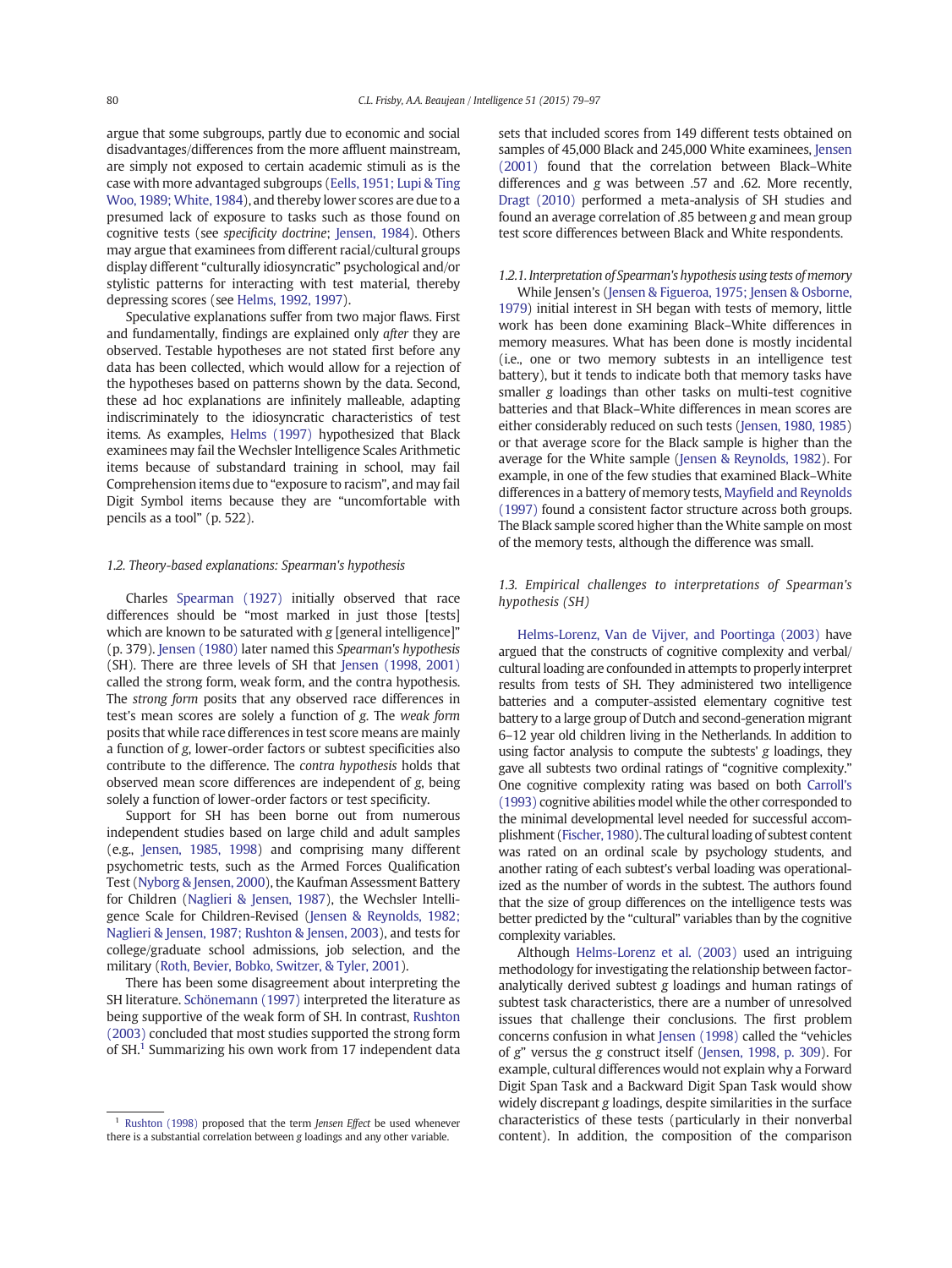argue that some subgroups, partly due to economic and social disadvantages/differences from the more affluent mainstream, are simply not exposed to certain academic stimuli as is the case with more advantaged subgroups (Eells, 1951; Lupi & Ting Woo, 1989; White, 1984), and thereby lower scores are due to a presumed lack of exposure to tasks such as those found on cognitive tests (see *specificity doctrine*; Jensen, 1984). Others may argue that examinees from different racial/cultural groups display different "culturally idiosyncratic" psychological and/or stylistic patterns for interacting with test material, thereby depressing scores (see Helms, 1992, 1997).

Speculative explanations suffer from two major flaws. First and fundamentally, findings are explained only *after* they are observed. Testable hypotheses are not stated first before any data has been collected, which would allow for a rejection of the hypotheses based on patterns shown by the data. Second, these ad hoc explanations are infinitely malleable, adapting indiscriminately to the idiosyncratic characteristics of test items. As examples, Helms (1997) hypothesized that Black examinees may fail the Wechsler Intelligence Scales Arithmetic items because of substandard training in school, may fail Comprehension items due to "exposure to racism", and may fail Digit Symbol items because they are "uncomfortable with pencils as a tool" (p. 522).

### 1.2. Theory-based explanations: Spearman's hypothesis

Charles Spearman (1927) initially observed that race differences should be "most marked in just those [tests] which are known to be saturated with *g* [general intelligence]" (p. 379). Jensen (1980) later named this *Spearman's hypothesis* (SH). There are three levels of SH that Jensen (1998, 2001) called the strong form, weak form, and the contra hypothesis. The *strong form* posits that any observed race differences in test's mean scores are solely a function of *g*. The *weak form* posits that while race differences in test score means are mainly a function of *g*, lower-order factors or subtest specificities also contribute to the difference. The *contra hypothesis* holds that observed mean score differences are independent of *g*, being solely a function of lower-order factors or test specificity.

Support for SH has been borne out from numerous independent studies based on large child and adult samples (e.g., Jensen, 1985, 1998) and comprising many different psychometric tests, such as the Armed Forces Qualification Test (Nyborg & Jensen, 2000), the Kaufman Assessment Battery for Children (Naglieri & Jensen, 1987), the Wechsler Intelligence Scale for Children-Revised (Jensen & Reynolds, 1982; Naglieri & Jensen, 1987; Rushton & Jensen, 2003), and tests for college/graduate school admissions, job selection, and the military (Roth, Bevier, Bobko, Switzer, & Tyler, 2001).

There has been some disagreement about interpreting the SH literature. Schönemann (1997) interpreted the literature as being supportive of the weak form of SH. In contrast, Rushton (2003) concluded that most studies supported the strong form of SH.[1] Summarizing his own work from 17 independent data sets that included scores from 149 different tests obtained on samples of 45,000 Black and 245,000 White examinees, Jensen (2001) found that the correlation between Black–White differences and *g* was between .57 and .62. More recently, Dragt (2010) performed a meta-analysis of SH studies and found an average correlation of .85 between *g* and mean group test score differences between Black and White respondents.

#### 1.2.1. Interpretation of Spearman's hypothesis using tests of memory

While Jensen's (Jensen & Figueroa, 1975; Jensen & Osborne, 1979) initial interest in SH began with tests of memory, little work has been done examining Black–White differences in memory measures. What has been done is mostly incidental (i.e., one or two memory subtests in an intelligence test battery), but it tends to indicate both that memory tasks have smaller *g* loadings than other tasks on multi-test cognitive batteries and that Black–White differences in mean scores are either considerably reduced on such tests (Jensen, 1980, 1985) or that average score for the Black sample is higher than the average for the White sample (Jensen & Reynolds, 1982). For example, in one of the few studies that examined Black–White differences in a battery of memory tests, Mayfield and Reynolds (1997) found a consistent factor structure across both groups. The Black sample scored higher than the White sample on most of the memory tests, although the difference was small.

### 1.3. Empirical challenges to interpretations of Spearman's hypothesis (SH)

Helms-Lorenz, Van de Vijver, and Poortinga (2003) have argued that the constructs of cognitive complexity and verbal/cultural loading are confounded in attempts to properly interpret results from tests of SH. They administered two intelligence batteries and a computer-assisted elementary cognitive test battery to a large group of Dutch and second-generation migrant 6–12 year old children living in the Netherlands. In addition to using factor analysis to compute the subtests' *g* loadings, they gave all subtests two ordinal ratings of "cognitive complexity." One cognitive complexity rating was based on both Carroll's (1993) cognitive abilities model while the other corresponded to the minimal developmental level needed for successful accomplishment (Fischer, 1980). The cultural loading of subtest content was rated on an ordinal scale by psychology students, and another rating of each subtest's verbal loading was operationalized as the number of words in the subtest. The authors found that the size of group differences on the intelligence tests was better predicted by the "cultural" variables than by the cognitive complexity variables.

Although Helms-Lorenz et al. (2003) used an intriguing methodology for investigating the relationship between factor-analytically derived subtest *g* loadings and human ratings of subtest task characteristics, there are a number of unresolved issues that challenge their conclusions. The first problem concerns confusion in what Jensen (1998) called the "vehicles of *g*" versus the *g* construct itself (Jensen, 1998, p. 309). For example, cultural differences would not explain why a Forward Digit Span Task and a Backward Digit Span Task would show widely discrepant *g* loadings, despite similarities in the surface characteristics of these tests (particularly in their nonverbal content). In addition, the composition of the comparison

[1] Rushton (1998) proposed that the term *Jensen Effect* be used whenever there is a substantial correlation between *g* loadings and any other variable.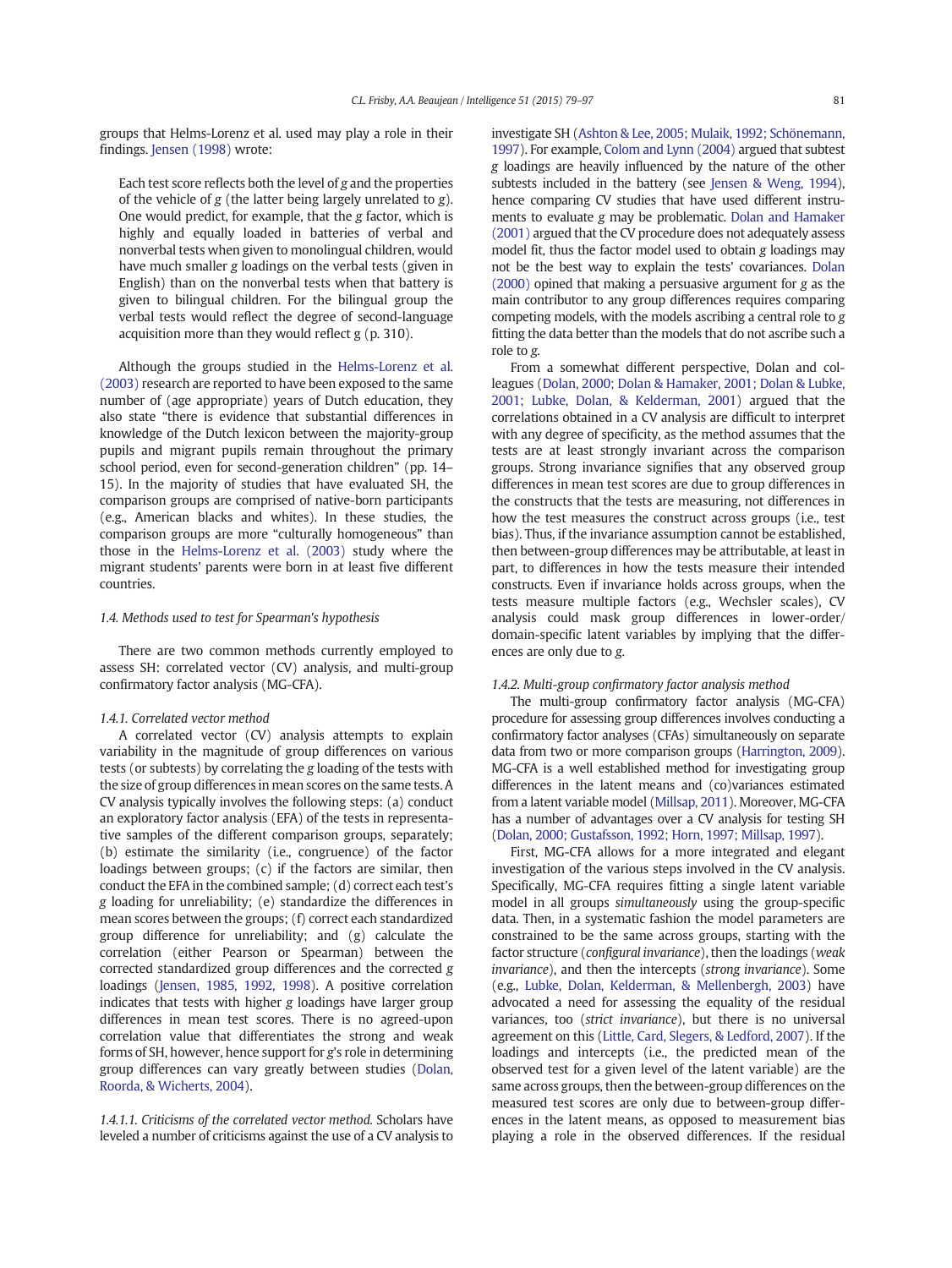groups that Helms-Lorenz et al. used may play a role in their findings. Jensen (1998) wrote:

> Each test score reflects both the level of *g* and the properties of the vehicle of *g* (the latter being largely unrelated to *g*). One would predict, for example, that the *g* factor, which is highly and equally loaded in batteries of verbal and nonverbal tests when given to monolingual children, would have much smaller *g* loadings on the verbal tests (given in English) than on the nonverbal tests when that battery is given to bilingual children. For the bilingual group the verbal tests would reflect the degree of second-language acquisition more than they would reflect *g* (p. 310).

Although the groups studied in the Helms-Lorenz et al. (2003) research are reported to have been exposed to the same number of (age appropriate) years of Dutch education, they also state "there is evidence that substantial differences in knowledge of the Dutch lexicon between the majority-group pupils and migrant pupils remain throughout the primary school period, even for second-generation children" (pp. 14–15). In the majority of studies that have evaluated SH, the comparison groups are comprised of native-born participants (e.g., American blacks and whites). In these studies, the comparison groups are more "culturally homogeneous" than those in the Helms-Lorenz et al. (2003) study where the migrant students' parents were born in at least five different countries.

### *1.4. Methods used to test for Spearman's hypothesis*

There are two common methods currently employed to assess SH: correlated vector (CV) analysis, and multi-group confirmatory factor analysis (MG-CFA).

#### *1.4.1. Correlated vector method*

A correlated vector (CV) analysis attempts to explain variability in the magnitude of group differences on various tests (or subtests) by correlating the *g* loading of the tests with the size of group differences in mean scores on the same tests. A CV analysis typically involves the following steps: (a) conduct an exploratory factor analysis (EFA) of the tests in representative samples of the different comparison groups, separately; (b) estimate the similarity (i.e., congruence) of the factor loadings between groups; (c) if the factors are similar, then conduct the EFA in the combined sample; (d) correct each test's *g* loading for unreliability; (e) standardize the differences in mean scores between the groups; (f) correct each standardized group difference for unreliability; and (g) calculate the correlation (either Pearson or Spearman) between the corrected standardized group differences and the corrected *g* loadings (Jensen, 1985, 1992, 1998). A positive correlation indicates that tests with higher *g* loadings have larger group differences in mean test scores. There is no agreed-upon correlation value that differentiates the strong and weak forms of SH, however, hence support for *g*'s role in determining group differences can vary greatly between studies (Dolan, Roorda, & Wicherts, 2004).

*1.4.1.1. Criticisms of the correlated vector method.* Scholars have leveled a number of criticisms against the use of a CV analysis to investigate SH (Ashton & Lee, 2005; Mulaik, 1992; Schönemann, 1997). For example, Colom and Lynn (2004) argued that subtest *g* loadings are heavily influenced by the nature of the other subtests included in the battery (see Jensen & Weng, 1994), hence comparing CV studies that have used different instruments to evaluate *g* may be problematic. Dolan and Hamaker (2001) argued that the CV procedure does not adequately assess model fit, thus the factor model used to obtain *g* loadings may not be the best way to explain the tests' covariances. Dolan (2000) opined that making a persuasive argument for *g* as the main contributor to any group differences requires comparing competing models, with the models ascribing a central role to *g* fitting the data better than the models that do not ascribe such a role to *g*.

From a somewhat different perspective, Dolan and colleagues (Dolan, 2000; Dolan & Hamaker, 2001; Dolan & Lubke, 2001; Lubke, Dolan, & Kelderman, 2001) argued that the correlations obtained in a CV analysis are difficult to interpret with any degree of specificity, as the method assumes that the tests are at least strongly invariant across the comparison groups. Strong invariance signifies that any observed group differences in mean test scores are due to group differences in the constructs that the tests are measuring, not differences in how the test measures the construct across groups (i.e., test bias). Thus, if the invariance assumption cannot be established, then between-group differences may be attributable, at least in part, to differences in how the tests measure their intended constructs. Even if invariance holds across groups, when the tests measure multiple factors (e.g., Wechsler scales), CV analysis could mask group differences in lower-order/domain-specific latent variables by implying that the differences are only due to *g*.

#### *1.4.2. Multi-group confirmatory factor analysis method*

The multi-group confirmatory factor analysis (MG-CFA) procedure for assessing group differences involves conducting a confirmatory factor analyses (CFAs) simultaneously on separate data from two or more comparison groups (Harrington, 2009). MG-CFA is a well established method for investigating group differences in the latent means and (co)variances estimated from a latent variable model (Millsap, 2011). Moreover, MG-CFA has a number of advantages over a CV analysis for testing SH (Dolan, 2000; Gustafsson, 1992; Horn, 1997; Millsap, 1997).

First, MG-CFA allows for a more integrated and elegant investigation of the various steps involved in the CV analysis. Specifically, MG-CFA requires fitting a single latent variable model in all groups *simultaneously* using the group-specific data. Then, in a systematic fashion the model parameters are constrained to be the same across groups, starting with the factor structure (*configural invariance*), then the loadings (*weak invariance*), and then the intercepts (*strong invariance*). Some (e.g., Lubke, Dolan, Kelderman, & Mellenbergh, 2003) have advocated a need for assessing the equality of the residual variances, too (*strict invariance*), but there is no universal agreement on this (Little, Card, Slegers, & Ledford, 2007). If the loadings and intercepts (i.e., the predicted mean of the observed test for a given level of the latent variable) are the same across groups, then the between-group differences on the measured test scores are only due to between-group differences in the latent means, as opposed to measurement bias playing a role in the observed differences. If the residual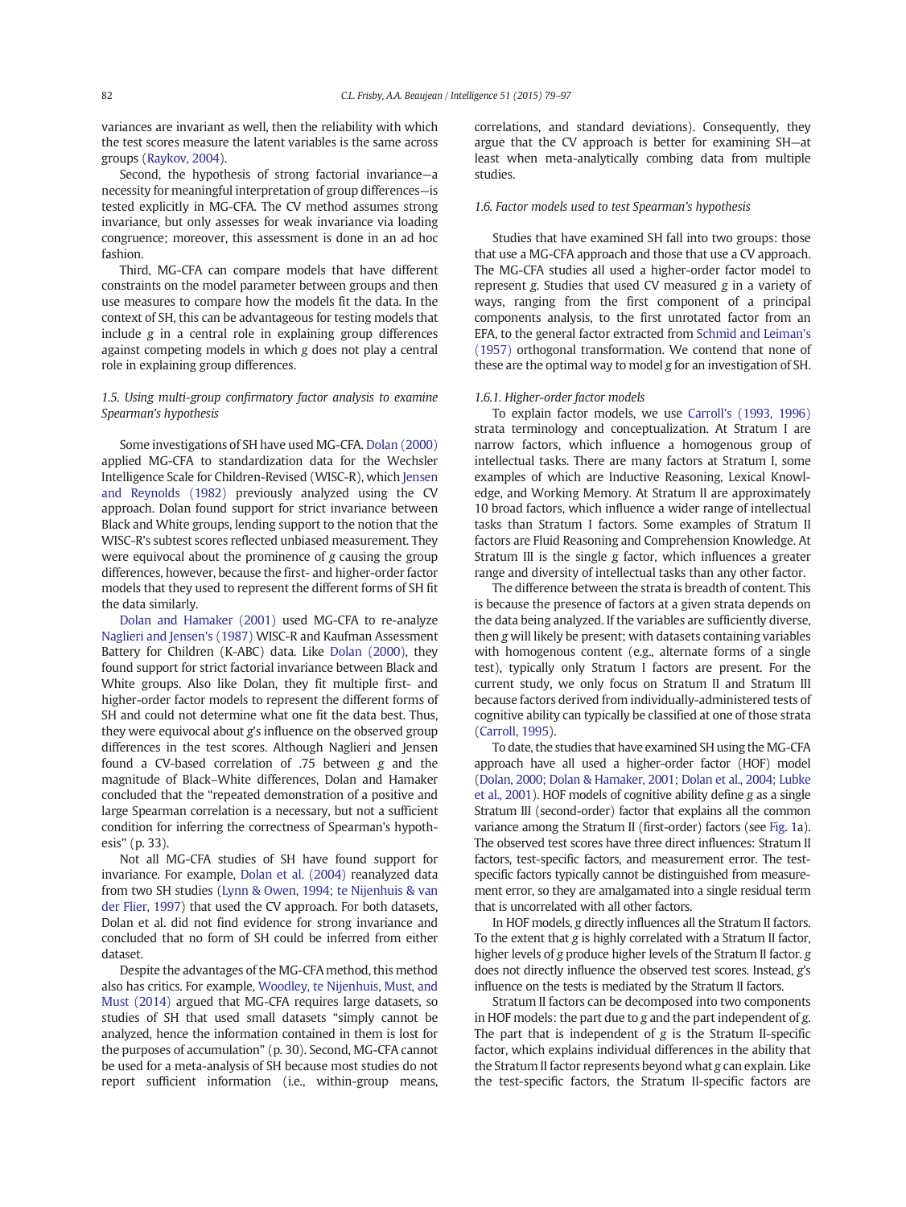variances are invariant as well, then the reliability with which the test scores measure the latent variables is the same across groups (Raykov, 2004).

Second, the hypothesis of strong factorial invariance—a necessity for meaningful interpretation of group differences—is tested explicitly in MG-CFA. The CV method assumes strong invariance, but only assesses for weak invariance via loading congruence; moreover, this assessment is done in an ad hoc fashion.

Third, MG-CFA can compare models that have different constraints on the model parameter between groups and then use measures to compare how the models fit the data. In the context of SH, this can be advantageous for testing models that include *g* in a central role in explaining group differences against competing models in which *g* does not play a central role in explaining group differences.

### 1.5. Using multi-group confirmatory factor analysis to examine Spearman's hypothesis

Some investigations of SH have used MG-CFA. Dolan (2000) applied MG-CFA to standardization data for the Wechsler Intelligence Scale for Children-Revised (WISC-R), which Jensen and Reynolds (1982) previously analyzed using the CV approach. Dolan found support for strict invariance between Black and White groups, lending support to the notion that the WISC-R's subtest scores reflected unbiased measurement. They were equivocal about the prominence of *g* causing the group differences, however, because the first- and higher-order factor models that they used to represent the different forms of SH fit the data similarly.

Dolan and Hamaker (2001) used MG-CFA to re-analyze Naglieri and Jensen's (1987) WISC-R and Kaufman Assessment Battery for Children (K-ABC) data. Like Dolan (2000), they found support for strict factorial invariance between Black and White groups. Also like Dolan, they fit multiple first- and higher-order factor models to represent the different forms of SH and could not determine what one fit the data best. Thus, they were equivocal about *g*'s influence on the observed group differences in the test scores. Although Naglieri and Jensen found a CV-based correlation of .75 between *g* and the magnitude of Black–White differences, Dolan and Hamaker concluded that the "repeated demonstration of a positive and large Spearman correlation is a necessary, but not a sufficient condition for inferring the correctness of Spearman's hypothesis" (p. 33).

Not all MG-CFA studies of SH have found support for invariance. For example, Dolan et al. (2004) reanalyzed data from two SH studies (Lynn & Owen, 1994; te Nijenhuis & van der Flier, 1997) that used the CV approach. For both datasets, Dolan et al. did not find evidence for strong invariance and concluded that no form of SH could be inferred from either dataset.

Despite the advantages of the MG-CFA method, this method also has critics. For example, Woodley, te Nijenhuis, Must, and Must (2014) argued that MG-CFA requires large datasets, so studies of SH that used small datasets "simply cannot be analyzed, hence the information contained in them is lost for the purposes of accumulation" (p. 30). Second, MG-CFA cannot be used for a meta-analysis of SH because most studies do not report sufficient information (i.e., within-group means, correlations, and standard deviations). Consequently, they argue that the CV approach is better for examining SH—at least when meta-analytically combing data from multiple studies.

### 1.6. Factor models used to test Spearman's hypothesis

Studies that have examined SH fall into two groups: those that use a MG-CFA approach and those that use a CV approach. The MG-CFA studies all used a higher-order factor model to represent *g*. Studies that used CV measured *g* in a variety of ways, ranging from the first component of a principal components analysis, to the first unrotated factor from an EFA, to the general factor extracted from Schmid and Leiman's (1957) orthogonal transformation. We contend that none of these are the optimal way to model *g* for an investigation of SH.

#### 1.6.1. Higher-order factor models

To explain factor models, we use Carroll's (1993, 1996) strata terminology and conceptualization. At Stratum I are narrow factors, which influence a homogenous group of intellectual tasks. There are many factors at Stratum I, some examples of which are Inductive Reasoning, Lexical Knowledge, and Working Memory. At Stratum II are approximately 10 broad factors, which influence a wider range of intellectual tasks than Stratum I factors. Some examples of Stratum II factors are Fluid Reasoning and Comprehension Knowledge. At Stratum III is the single *g* factor, which influences a greater range and diversity of intellectual tasks than any other factor.

The difference between the strata is breadth of content. This is because the presence of factors at a given strata depends on the data being analyzed. If the variables are sufficiently diverse, then *g* will likely be present; with datasets containing variables with homogenous content (e.g., alternate forms of a single test), typically only Stratum I factors are present. For the current study, we only focus on Stratum II and Stratum III because factors derived from individually-administered tests of cognitive ability can typically be classified at one of those strata (Carroll, 1995).

To date, the studies that have examined SH using the MG-CFA approach have all used a higher-order factor (HOF) model (Dolan, 2000; Dolan & Hamaker, 2001; Dolan et al., 2004; Lubke et al., 2001). HOF models of cognitive ability define *g* as a single Stratum III (second-order) factor that explains all the common variance among the Stratum II (first-order) factors (see Fig. 1a). The observed test scores have three direct influences: Stratum II factors, test-specific factors, and measurement error. The test-specific factors typically cannot be distinguished from measurement error, so they are amalgamated into a single residual term that is uncorrelated with all other factors.

In HOF models, *g* directly influences all the Stratum II factors. To the extent that *g* is highly correlated with a Stratum II factor, higher levels of *g* produce higher levels of the Stratum II factor. *g* does not directly influence the observed test scores. Instead, *g*'s influence on the tests is mediated by the Stratum II factors.

Stratum II factors can be decomposed into two components in HOF models: the part due to *g* and the part independent of *g*. The part that is independent of *g* is the Stratum II-specific factor, which explains individual differences in the ability that the Stratum II factor represents beyond what *g* can explain. Like the test-specific factors, the Stratum II-specific factors are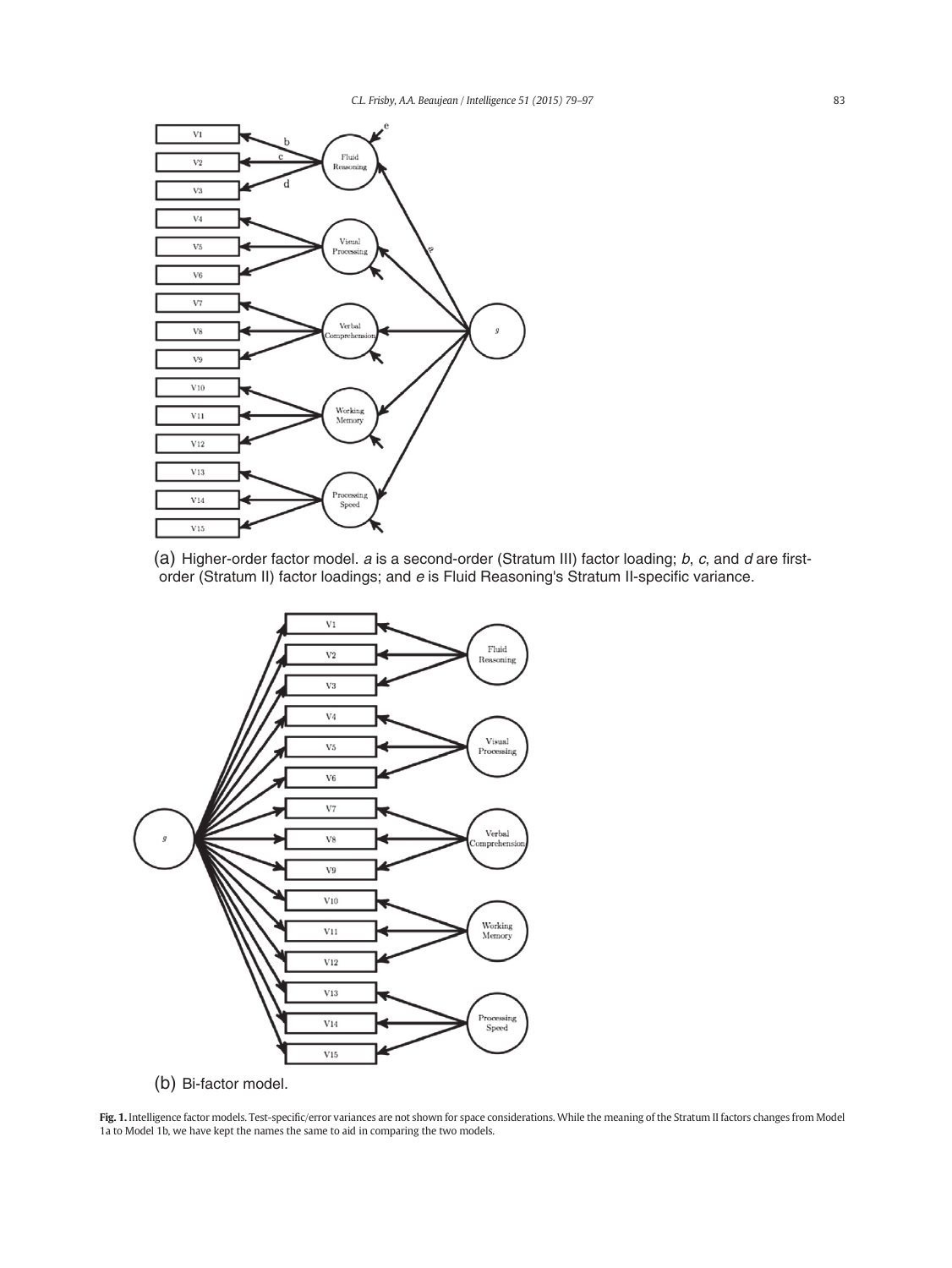(a) Higher-order factor model. *a* is a second-order (Stratum III) factor loading; *b*, *c*, and *d* are first-order (Stratum II) factor loadings; and *e* is Fluid Reasoning's Stratum II-specific variance.

(b) Bi-factor model.

**Fig. 1.** Intelligence factor models. Test-specific/error variances are not shown for space considerations. While the meaning of the Stratum II factors changes from Model 1a to Model 1b, we have kept the names the same to aid in comparing the two models.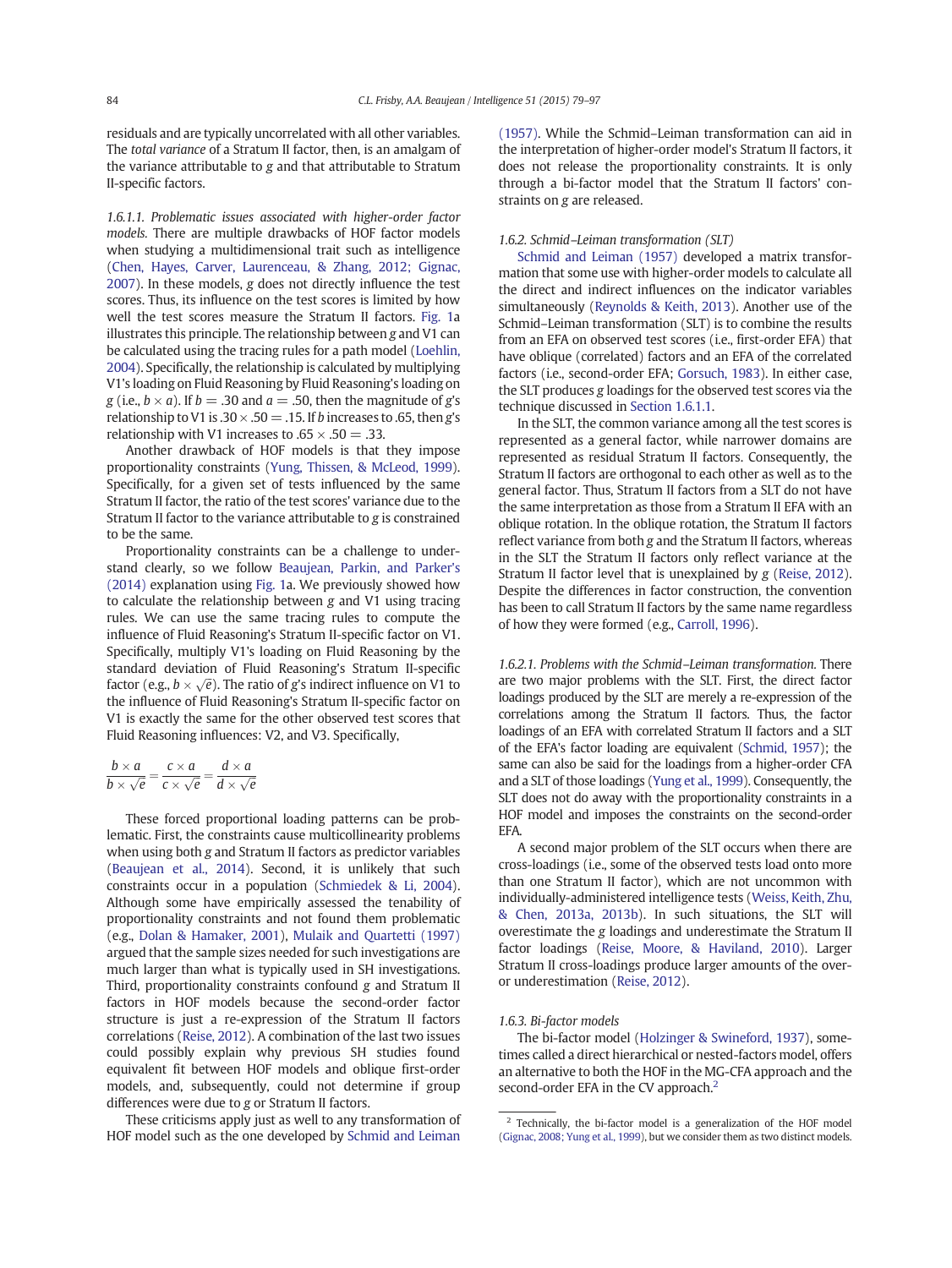residuals and are typically uncorrelated with all other variables. The *total variance* of a Stratum II factor, then, is an amalgam of the variance attributable to *g* and that attributable to Stratum II-specific factors.

*1.6.1.1. Problematic issues associated with higher-order factor models.* There are multiple drawbacks of HOF factor models when studying a multidimensional trait such as intelligence (Chen, Hayes, Carver, Laurenceau, & Zhang, 2012; Gignac, 2007). In these models, *g* does not directly influence the test scores. Thus, its influence on the test scores is limited by how well the test scores measure the Stratum II factors. Fig. 1a illustrates this principle. The relationship between *g* and V1 can be calculated using the tracing rules for a path model (Loehlin, 2004). Specifically, the relationship is calculated by multiplying V1's loading on Fluid Reasoning by Fluid Reasoning's loading on *g* (i.e., $b \times a$). If $b = .30$ and $a = .50$, then the magnitude of *g*'s relationship to V1 is $.30 \times .50 = .15$. If *b* increases to .65, then *g*'s relationship with V1 increases to $.65 \times .50 = .33$.

Another drawback of HOF models is that they impose proportionality constraints (Yung, Thissen, & McLeod, 1999). Specifically, for a given set of tests influenced by the same Stratum II factor, the ratio of the test scores' variance due to the Stratum II factor to the variance attributable to *g* is constrained to be the same.

Proportionality constraints can be a challenge to understand clearly, so we follow Beaujean, Parkin, and Parker's (2014) explanation using Fig. 1a. We previously showed how to calculate the relationship between *g* and V1 using tracing rules. We can use the same tracing rules to compute the influence of Fluid Reasoning's Stratum II-specific factor on V1. Specifically, multiply V1's loading on Fluid Reasoning by the standard deviation of Fluid Reasoning's Stratum II-specific factor (e.g., $b \times \sqrt{e}$). The ratio of *g*'s indirect influence on V1 to the influence of Fluid Reasoning's Stratum II-specific factor on V1 is exactly the same for the other observed test scores that Fluid Reasoning influences: V2, and V3. Specifically,

$$\frac{b \times a}{b \times \sqrt{e}} = \frac{c \times a}{c \times \sqrt{e}} = \frac{d \times a}{d \times \sqrt{e}}$$

These forced proportional loading patterns can be problematic. First, the constraints cause multicollinearity problems when using both *g* and Stratum II factors as predictor variables (Beaujean et al., 2014). Second, it is unlikely that such constraints occur in a population (Schmiedek & Li, 2004). Although some have empirically assessed the tenability of proportionality constraints and not found them problematic (e.g., Dolan & Hamaker, 2001), Mulaik and Quartetti (1997) argued that the sample sizes needed for such investigations are much larger than what is typically used in SH investigations. Third, proportionality constraints confound *g* and Stratum II factors in HOF models because the second-order factor structure is just a re-expression of the Stratum II factors correlations (Reise, 2012). A combination of the last two issues could possibly explain why previous SH studies found equivalent fit between HOF models and oblique first-order models, and, subsequently, could not determine if group differences were due to *g* or Stratum II factors.

These criticisms apply just as well to any transformation of HOF model such as the one developed by Schmid and Leiman (1957). While the Schmid–Leiman transformation can aid in the interpretation of higher-order model's Stratum II factors, it does not release the proportionality constraints. It is only through a bi-factor model that the Stratum II factors' constraints on *g* are released.

*1.6.2. Schmid–Leiman transformation (SLT)*

Schmid and Leiman (1957) developed a matrix transformation that some use with higher-order models to calculate all the direct and indirect influences on the indicator variables simultaneously (Reynolds & Keith, 2013). Another use of the Schmid–Leiman transformation (SLT) is to combine the results from an EFA on observed test scores (i.e., first-order EFA) that have oblique (correlated) factors and an EFA of the correlated factors (i.e., second-order EFA; Gorsuch, 1983). In either case, the SLT produces *g* loadings for the observed test scores via the technique discussed in Section 1.6.1.1.

In the SLT, the common variance among all the test scores is represented as a general factor, while narrower domains are represented as residual Stratum II factors. Consequently, the Stratum II factors are orthogonal to each other as well as to the general factor. Thus, Stratum II factors from a SLT do not have the same interpretation as those from a Stratum II EFA with an oblique rotation. In the oblique rotation, the Stratum II factors reflect variance from both *g* and the Stratum II factors, whereas in the SLT the Stratum II factors only reflect variance at the Stratum II factor level that is unexplained by *g* (Reise, 2012). Despite the differences in factor construction, the convention has been to call Stratum II factors by the same name regardless of how they were formed (e.g., Carroll, 1996).

*1.6.2.1. Problems with the Schmid–Leiman transformation.* There are two major problems with the SLT. First, the direct factor loadings produced by the SLT are merely a re-expression of the correlations among the Stratum II factors. Thus, the factor loadings of an EFA with correlated Stratum II factors and a SLT of the EFA's factor loading are equivalent (Schmid, 1957); the same can also be said for the loadings from a higher-order CFA and a SLT of those loadings (Yung et al., 1999). Consequently, the SLT does not do away with the proportionality constraints in a HOF model and imposes the constraints on the second-order EFA.

A second major problem of the SLT occurs when there are cross-loadings (i.e., some of the observed tests load onto more than one Stratum II factor), which are not uncommon with individually-administered intelligence tests (Weiss, Keith, Zhu, & Chen, 2013a, 2013b). In such situations, the SLT will overestimate the *g* loadings and underestimate the Stratum II factor loadings (Reise, Moore, & Haviland, 2010). Larger Stratum II cross-loadings produce larger amounts of the over- or underestimation (Reise, 2012).

*1.6.3. Bi-factor models*

The bi-factor model (Holzinger & Swineford, 1937), sometimes called a direct hierarchical or nested-factors model, offers an alternative to both the HOF in the MG-CFA approach and the second-order EFA in the CV approach.[2]

[2] Technically, the bi-factor model is a generalization of the HOF model (Gignac, 2008; Yung et al., 1999), but we consider them as two distinct models.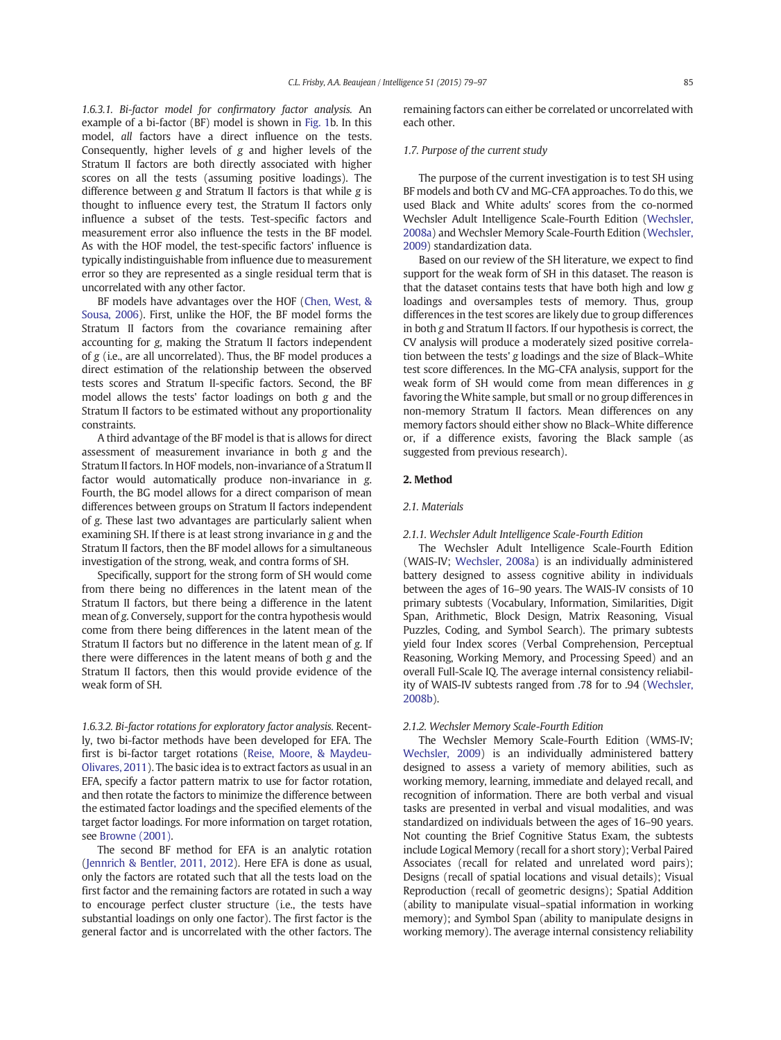*1.6.3.1. Bi-factor model for confirmatory factor analysis.* An example of a bi-factor (BF) model is shown in Fig. 1b. In this model, *all* factors have a direct influence on the tests. Consequently, higher levels of *g* and higher levels of the Stratum II factors are both directly associated with higher scores on all the tests (assuming positive loadings). The difference between *g* and Stratum II factors is that while *g* is thought to influence every test, the Stratum II factors only influence a subset of the tests. Test-specific factors and measurement error also influence the tests in the BF model. As with the HOF model, the test-specific factors' influence is typically indistinguishable from influence due to measurement error so they are represented as a single residual term that is uncorrelated with any other factor.

BF models have advantages over the HOF (Chen, West, & Sousa, 2006). First, unlike the HOF, the BF model forms the Stratum II factors from the covariance remaining after accounting for *g*, making the Stratum II factors independent of *g* (i.e., are all uncorrelated). Thus, the BF model produces a direct estimation of the relationship between the observed tests scores and Stratum II-specific factors. Second, the BF model allows the tests' factor loadings on both *g* and the Stratum II factors to be estimated without any proportionality constraints.

A third advantage of the BF model is that is allows for direct assessment of measurement invariance in both *g* and the Stratum II factors. In HOF models, non-invariance of a Stratum II factor would automatically produce non-invariance in *g*. Fourth, the BG model allows for a direct comparison of mean differences between groups on Stratum II factors independent of *g*. These last two advantages are particularly salient when examining SH. If there is at least strong invariance in *g* and the Stratum II factors, then the BF model allows for a simultaneous investigation of the strong, weak, and contra forms of SH.

Specifically, support for the strong form of SH would come from there being no differences in the latent mean of the Stratum II factors, but there being a difference in the latent mean of *g*. Conversely, support for the contra hypothesis would come from there being differences in the latent mean of the Stratum II factors but no difference in the latent mean of *g*. If there were differences in the latent means of both *g* and the Stratum II factors, then this would provide evidence of the weak form of SH.

*1.6.3.2. Bi-factor rotations for exploratory factor analysis.* Recently, two bi-factor methods have been developed for EFA. The first is bi-factor target rotations (Reise, Moore, & Maydeu-Olivares, 2011). The basic idea is to extract factors as usual in an EFA, specify a factor pattern matrix to use for factor rotation, and then rotate the factors to minimize the difference between the estimated factor loadings and the specified elements of the target factor loadings. For more information on target rotation, see Browne (2001).

The second BF method for EFA is an analytic rotation (Jennrich & Bentler, 2011, 2012). Here EFA is done as usual, only the factors are rotated such that all the tests load on the first factor and the remaining factors are rotated in such a way to encourage perfect cluster structure (i.e., the tests have substantial loadings on only one factor). The first factor is the general factor and is uncorrelated with the other factors. The remaining factors can either be correlated or uncorrelated with each other.

### 1.7. Purpose of the current study

The purpose of the current investigation is to test SH using BF models and both CV and MG-CFA approaches. To do this, we used Black and White adults' scores from the co-normed Wechsler Adult Intelligence Scale-Fourth Edition (Wechsler, 2008a) and Wechsler Memory Scale-Fourth Edition (Wechsler, 2009) standardization data.

Based on our review of the SH literature, we expect to find support for the weak form of SH in this dataset. The reason is that the dataset contains tests that have both high and low *g* loadings and oversamples tests of memory. Thus, group differences in the test scores are likely due to group differences in both *g* and Stratum II factors. If our hypothesis is correct, the CV analysis will produce a moderately sized positive correlation between the tests' *g* loadings and the size of Black–White test score differences. In the MG-CFA analysis, support for the weak form of SH would come from mean differences in *g* favoring the White sample, but small or no group differences in non-memory Stratum II factors. Mean differences on any memory factors should either show no Black–White difference or, if a difference exists, favoring the Black sample (as suggested from previous research).

## 2. Method

### 2.1. Materials

#### 2.1.1. Wechsler Adult Intelligence Scale-Fourth Edition

The Wechsler Adult Intelligence Scale-Fourth Edition (WAIS-IV; Wechsler, 2008a) is an individually administered battery designed to assess cognitive ability in individuals between the ages of 16–90 years. The WAIS-IV consists of 10 primary subtests (Vocabulary, Information, Similarities, Digit Span, Arithmetic, Block Design, Matrix Reasoning, Visual Puzzles, Coding, and Symbol Search). The primary subtests yield four Index scores (Verbal Comprehension, Perceptual Reasoning, Working Memory, and Processing Speed) and an overall Full-Scale IQ. The average internal consistency reliability of WAIS-IV subtests ranged from .78 for to .94 (Wechsler, 2008b).

#### 2.1.2. Wechsler Memory Scale-Fourth Edition

The Wechsler Memory Scale-Fourth Edition (WMS-IV; Wechsler, 2009) is an individually administered battery designed to assess a variety of memory abilities, such as working memory, learning, immediate and delayed recall, and recognition of information. There are both verbal and visual tasks are presented in verbal and visual modalities, and was standardized on individuals between the ages of 16–90 years. Not counting the Brief Cognitive Status Exam, the subtests include Logical Memory (recall for a short story); Verbal Paired Associates (recall for related and unrelated word pairs); Designs (recall of spatial locations and visual details); Visual Reproduction (recall of geometric designs); Spatial Addition (ability to manipulate visual–spatial information in working memory); and Symbol Span (ability to manipulate designs in working memory). The average internal consistency reliability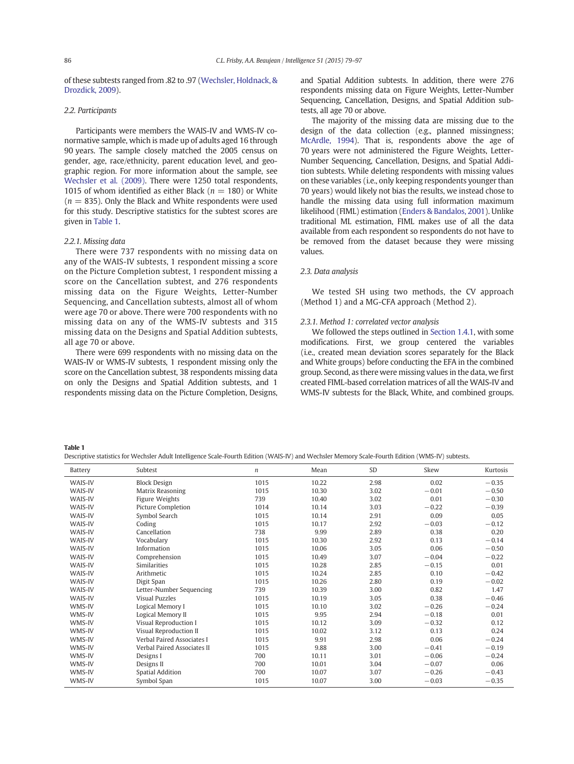of these subtests ranged from .82 to .97 (Wechsler, Holdnack, & Drozdick, 2009).

### 2.2. Participants

Participants were members the WAIS-IV and WMS-IV co-normative sample, which is made up of adults aged 16 through 90 years. The sample closely matched the 2005 census on gender, age, race/ethnicity, parent education level, and geographic region. For more information about the sample, see Wechsler et al. (2009). There were 1250 total respondents, 1015 of whom identified as either Black ($n = 180$) or White ($n = 835$). Only the Black and White respondents were used for this study. Descriptive statistics for the subtest scores are given in Table 1.

#### 2.2.1. Missing data

There were 737 respondents with no missing data on any of the WAIS-IV subtests, 1 respondent missing a score on the Picture Completion subtest, 1 respondent missing a score on the Cancellation subtest, and 276 respondents missing data on the Figure Weights, Letter-Number Sequencing, and Cancellation subtests, almost all of whom were age 70 or above. There were 700 respondents with no missing data on any of the WMS-IV subtests and 315 missing data on the Designs and Spatial Addition subtests, all age 70 or above.

There were 699 respondents with no missing data on the WAIS-IV or WMS-IV subtests, 1 respondent missing only the score on the Cancellation subtest, 38 respondents missing data on only the Designs and Spatial Addition subtests, and 1 respondents missing data on the Picture Completion, Designs, and Spatial Addition subtests. In addition, there were 276 respondents missing data on Figure Weights, Letter-Number Sequencing, Cancellation, Designs, and Spatial Addition subtests, all age 70 or above.

The majority of the missing data are missing due to the design of the data collection (e.g., planned missingness; McArdle, 1994). That is, respondents above the age of 70 years were not administered the Figure Weights, Letter-Number Sequencing, Cancellation, Designs, and Spatial Addition subtests. While deleting respondents with missing values on these variables (i.e., only keeping respondents younger than 70 years) would likely not bias the results, we instead chose to handle the missing data using full information maximum likelihood (FIML) estimation (Enders & Bandalos, 2001). Unlike traditional ML estimation, FIML makes use of all the data available from each respondent so respondents do not have to be removed from the dataset because they were missing values.

### 2.3. Data analysis

We tested SH using two methods, the CV approach (Method 1) and a MG-CFA approach (Method 2).

#### 2.3.1. Method 1: correlated vector analysis

We followed the steps outlined in Section 1.4.1, with some modifications. First, we group centered the variables (i.e., created mean deviation scores separately for the Black and White groups) before conducting the EFA in the combined group. Second, as there were missing values in the data, we first created FIML-based correlation matrices of all the WAIS-IV and WMS-IV subtests for the Black, White, and combined groups.

**Table 1**
Descriptive statistics for Wechsler Adult Intelligence Scale-Fourth Edition (WAIS-IV) and Wechsler Memory Scale-Fourth Edition (WMS-IV) subtests.

| Battery | Subtest | $n$ | Mean | SD | Skew | Kurtosis |
|---|---|---|---|---|---|---|
| WAIS-IV | Block Design | 1015 | 10.22 | 2.98 | 0.02 | −0.35 |
| WAIS-IV | Matrix Reasoning | 1015 | 10.30 | 3.02 | −0.01 | −0.50 |
| WAIS-IV | Figure Weights | 739 | 10.40 | 3.02 | 0.01 | −0.30 |
| WAIS-IV | Picture Completion | 1014 | 10.14 | 3.03 | −0.22 | −0.39 |
| WAIS-IV | Symbol Search | 1015 | 10.14 | 2.91 | 0.09 | 0.05 |
| WAIS-IV | Coding | 1015 | 10.17 | 2.92 | −0.03 | −0.12 |
| WAIS-IV | Cancellation | 738 | 9.99 | 2.89 | 0.38 | 0.20 |
| WAIS-IV | Vocabulary | 1015 | 10.30 | 2.92 | 0.13 | −0.14 |
| WAIS-IV | Information | 1015 | 10.06 | 3.05 | 0.06 | −0.50 |
| WAIS-IV | Comprehension | 1015 | 10.49 | 3.07 | −0.04 | −0.22 |
| WAIS-IV | Similarities | 1015 | 10.28 | 2.85 | −0.15 | 0.01 |
| WAIS-IV | Arithmetic | 1015 | 10.24 | 2.85 | 0.10 | −0.42 |
| WAIS-IV | Digit Span | 1015 | 10.26 | 2.80 | 0.19 | −0.02 |
| WAIS-IV | Letter-Number Sequencing | 739 | 10.39 | 3.00 | 0.82 | 1.47 |
| WAIS-IV | Visual Puzzles | 1015 | 10.19 | 3.05 | 0.38 | −0.46 |
| WMS-IV | Logical Memory I | 1015 | 10.10 | 3.02 | −0.26 | −0.24 |
| WMS-IV | Logical Memory II | 1015 | 9.95 | 2.94 | −0.18 | 0.01 |
| WMS-IV | Visual Reproduction I | 1015 | 10.12 | 3.09 | −0.32 | 0.12 |
| WMS-IV | Visual Reproduction II | 1015 | 10.02 | 3.12 | 0.13 | 0.24 |
| WMS-IV | Verbal Paired Associates I | 1015 | 9.91 | 2.98 | 0.06 | −0.24 |
| WMS-IV | Verbal Paired Associates II | 1015 | 9.88 | 3.00 | −0.41 | −0.19 |
| WMS-IV | Designs I | 700 | 10.11 | 3.01 | −0.06 | −0.24 |
| WMS-IV | Designs II | 700 | 10.01 | 3.04 | −0.07 | 0.06 |
| WMS-IV | Spatial Addition | 700 | 10.07 | 3.07 | −0.26 | −0.43 |
| WMS-IV | Symbol Span | 1015 | 10.07 | 3.00 | −0.03 | −0.35 |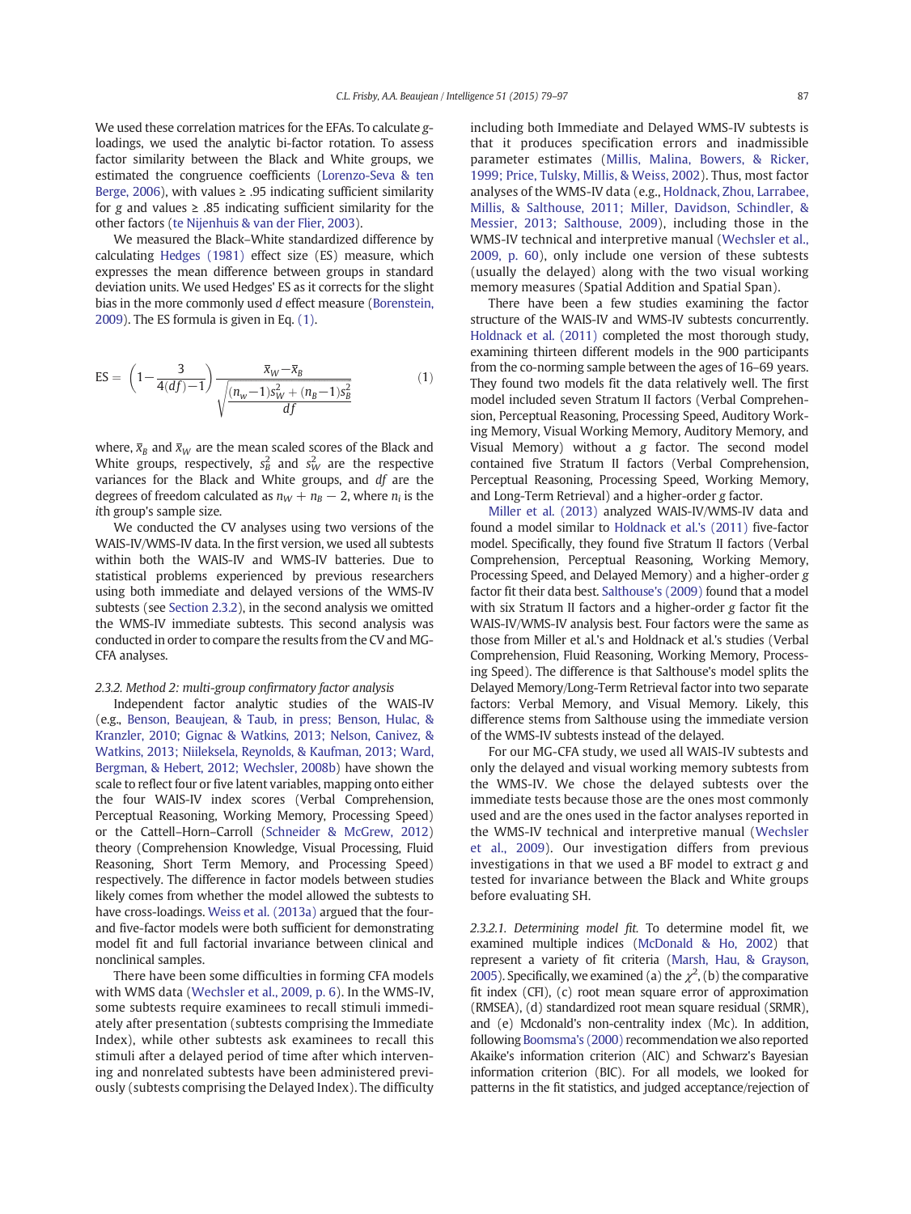We used these correlation matrices for the EFAs. To calculate $g$-loadings, we used the analytic bi-factor rotation. To assess factor similarity between the Black and White groups, we estimated the congruence coefficients (Lorenzo-Seva & ten Berge, 2006), with values ≥ .95 indicating sufficient similarity for $g$ and values ≥ .85 indicating sufficient similarity for the other factors (te Nijenhuis & van der Flier, 2003).

We measured the Black–White standardized difference by calculating Hedges (1981) effect size (ES) measure, which expresses the mean difference between groups in standard deviation units. We used Hedges' ES as it corrects for the slight bias in the more commonly used $d$ effect measure (Borenstein, 2009). The ES formula is given in Eq. (1).

$$\mathrm{ES} = \left(1 - \frac{3}{4(df) - 1}\right) \frac{\bar{x}_W - \bar{x}_B}{\sqrt{\dfrac{(n_w - 1)s_W^2 + (n_B - 1)s_B^2}{df}}} \tag{1}$$

where, $\bar{x}_B$ and $\bar{x}_W$ are the mean scaled scores of the Black and White groups, respectively, $s_B^2$ and $s_W^2$ are the respective variances for the Black and White groups, and $df$ are the degrees of freedom calculated as $n_W + n_B - 2$, where $n_i$ is the $i$th group's sample size.

We conducted the CV analyses using two versions of the WAIS-IV/WMS-IV data. In the first version, we used all subtests within both the WAIS-IV and WMS-IV batteries. Due to statistical problems experienced by previous researchers using both immediate and delayed versions of the WMS-IV subtests (see Section 2.3.2), in the second analysis we omitted the WMS-IV immediate subtests. This second analysis was conducted in order to compare the results from the CV and MG-CFA analyses.

#### 2.3.2. Method 2: multi-group confirmatory factor analysis

Independent factor analytic studies of the WAIS-IV (e.g., Benson, Beaujean, & Taub, in press; Benson, Hulac, & Kranzler, 2010; Gignac & Watkins, 2013; Nelson, Canivez, & Watkins, 2013; Niileksela, Reynolds, & Kaufman, 2013; Ward, Bergman, & Hebert, 2012; Wechsler, 2008b) have shown the scale to reflect four or five latent variables, mapping onto either the four WAIS-IV index scores (Verbal Comprehension, Perceptual Reasoning, Working Memory, Processing Speed) or the Cattell–Horn–Carroll (Schneider & McGrew, 2012) theory (Comprehension Knowledge, Visual Processing, Fluid Reasoning, Short Term Memory, and Processing Speed) respectively. The difference in factor models between studies likely comes from whether the model allowed the subtests to have cross-loadings. Weiss et al. (2013a) argued that the four- and five-factor models were both sufficient for demonstrating model fit and full factorial invariance between clinical and nonclinical samples.

There have been some difficulties in forming CFA models with WMS data (Wechsler et al., 2009, p. 6). In the WMS-IV, some subtests require examinees to recall stimuli immediately after presentation (subtests comprising the Immediate Index), while other subtests ask examinees to recall this stimuli after a delayed period of time after which intervening and nonrelated subtests have been administered previously (subtests comprising the Delayed Index). The difficulty including both Immediate and Delayed WMS-IV subtests is that it produces specification errors and inadmissible parameter estimates (Millis, Malina, Bowers, & Ricker, 1999; Price, Tulsky, Millis, & Weiss, 2002). Thus, most factor analyses of the WMS-IV data (e.g., Holdnack, Zhou, Larrabee, Millis, & Salthouse, 2011; Miller, Davidson, Schindler, & Messier, 2013; Salthouse, 2009), including those in the WMS-IV technical and interpretive manual (Wechsler et al., 2009, p. 60), only include one version of these subtests (usually the delayed) along with the two visual working memory measures (Spatial Addition and Spatial Span).

There have been a few studies examining the factor structure of the WAIS-IV and WMS-IV subtests concurrently. Holdnack et al. (2011) completed the most thorough study, examining thirteen different models in the 900 participants from the co-norming sample between the ages of 16–69 years. They found two models fit the data relatively well. The first model included seven Stratum II factors (Verbal Comprehension, Perceptual Reasoning, Processing Speed, Auditory Working Memory, Visual Working Memory, Auditory Memory, and Visual Memory) without a $g$ factor. The second model contained five Stratum II factors (Verbal Comprehension, Perceptual Reasoning, Processing Speed, Working Memory, and Long-Term Retrieval) and a higher-order $g$ factor.

Miller et al. (2013) analyzed WAIS-IV/WMS-IV data and found a model similar to Holdnack et al.'s (2011) five-factor model. Specifically, they found five Stratum II factors (Verbal Comprehension, Perceptual Reasoning, Working Memory, Processing Speed, and Delayed Memory) and a higher-order $g$ factor fit their data best. Salthouse's (2009) found that a model with six Stratum II factors and a higher-order $g$ factor fit the WAIS-IV/WMS-IV analysis best. Four factors were the same as those from Miller et al.'s and Holdnack et al.'s studies (Verbal Comprehension, Fluid Reasoning, Working Memory, Processing Speed). The difference is that Salthouse's model splits the Delayed Memory/Long-Term Retrieval factor into two separate factors: Verbal Memory, and Visual Memory. Likely, this difference stems from Salthouse using the immediate version of the WMS-IV subtests instead of the delayed.

For our MG-CFA study, we used all WAIS-IV subtests and only the delayed and visual working memory subtests from the WMS-IV. We chose the delayed subtests over the immediate tests because those are the ones most commonly used and are the ones used in the factor analyses reported in the WMS-IV technical and interpretive manual (Wechsler et al., 2009). Our investigation differs from previous investigations in that we used a BF model to extract $g$ and tested for invariance between the Black and White groups before evaluating SH.

##### 2.3.2.1. Determining model fit.

To determine model fit, we examined multiple indices (McDonald & Ho, 2002) that represent a variety of fit criteria (Marsh, Hau, & Grayson, 2005). Specifically, we examined (a) the $\chi^2$, (b) the comparative fit index (CFI), (c) root mean square error of approximation (RMSEA), (d) standardized root mean square residual (SRMR), and (e) Mcdonald's non-centrality index (Mc). In addition, following Boomsma's (2000) recommendation we also reported Akaike's information criterion (AIC) and Schwarz's Bayesian information criterion (BIC). For all models, we looked for patterns in the fit statistics, and judged acceptance/rejection of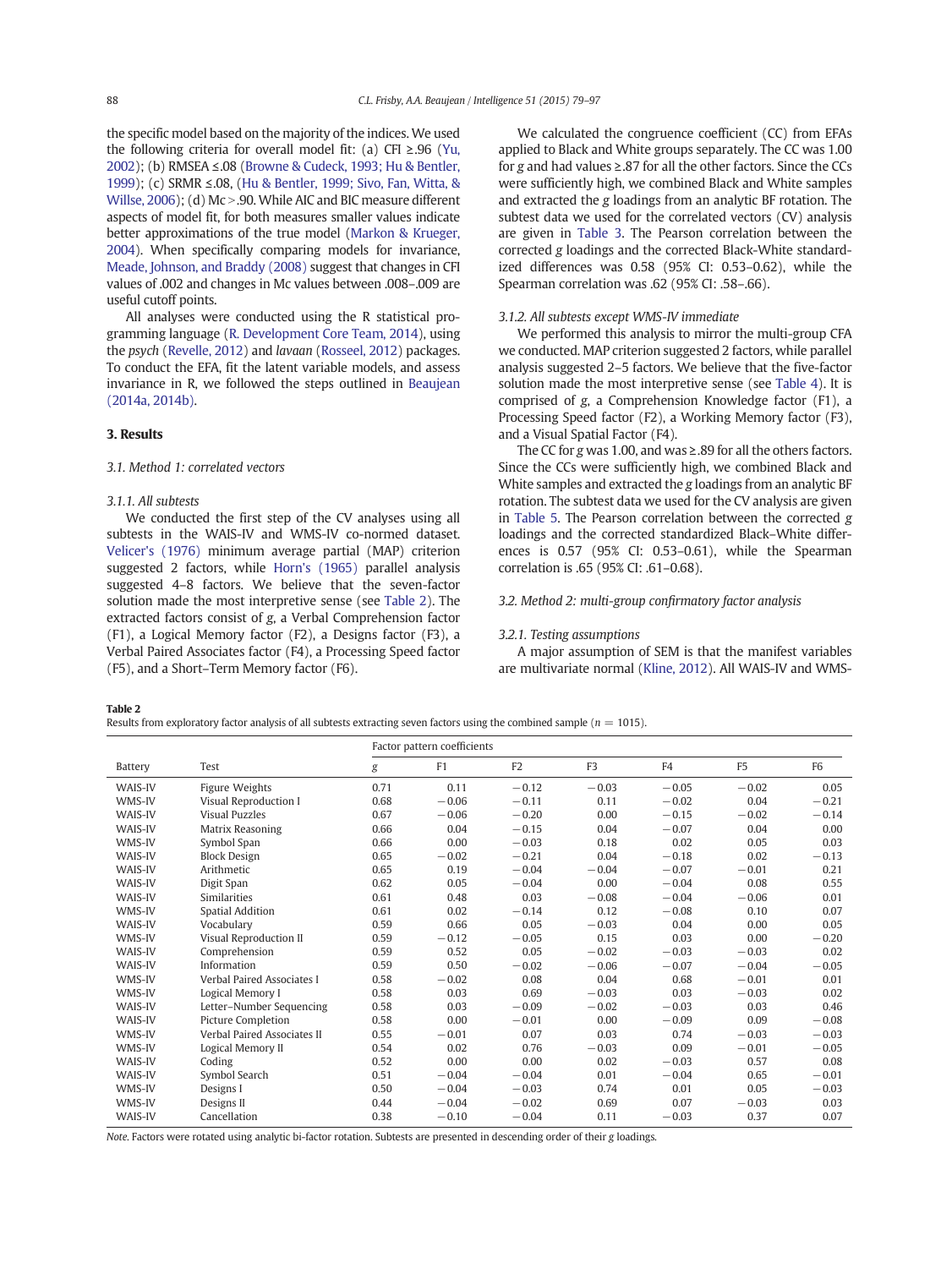the specific model based on the majority of the indices. We used the following criteria for overall model fit: (a) CFI ≥.96 (Yu, 2002); (b) RMSEA ≤.08 (Browne & Cudeck, 1993; Hu & Bentler, 1999); (c) SRMR ≤.08, (Hu & Bentler, 1999; Sivo, Fan, Witta, & Willse, 2006); (d) Mc >.90. While AIC and BIC measure different aspects of model fit, for both measures smaller values indicate better approximations of the true model (Markon & Krueger, 2004). When specifically comparing models for invariance, Meade, Johnson, and Braddy (2008) suggest that changes in CFI values of .002 and changes in Mc values between .008–.009 are useful cutoff points.

All analyses were conducted using the R statistical programming language (R. Development Core Team, 2014), using the *psych* (Revelle, 2012) and *lavaan* (Rosseel, 2012) packages. To conduct the EFA, fit the latent variable models, and assess invariance in R, we followed the steps outlined in Beaujean (2014a, 2014b).

## 3. Results

### 3.1. Method 1: correlated vectors

#### 3.1.1. All subtests

We conducted the first step of the CV analyses using all subtests in the WAIS-IV and WMS-IV co-normed dataset. Velicer's (1976) minimum average partial (MAP) criterion suggested 2 factors, while Horn's (1965) parallel analysis suggested 4–8 factors. We believe that the seven-factor solution made the most interpretive sense (see Table 2). The extracted factors consist of *g*, a Verbal Comprehension factor (F1), a Logical Memory factor (F2), a Designs factor (F3), a Verbal Paired Associates factor (F4), a Processing Speed factor (F5), and a Short–Term Memory factor (F6).

We calculated the congruence coefficient (CC) from EFAs applied to Black and White groups separately. The CC was 1.00 for *g* and had values ≥.87 for all the other factors. Since the CCs were sufficiently high, we combined Black and White samples and extracted the *g* loadings from an analytic BF rotation. The subtest data we used for the correlated vectors (CV) analysis are given in Table 3. The Pearson correlation between the corrected *g* loadings and the corrected Black-White standardized differences was 0.58 (95% CI: 0.53–0.62), while the Spearman correlation was .62 (95% CI: .58–.66).

#### 3.1.2. All subtests except WMS-IV immediate

We performed this analysis to mirror the multi-group CFA we conducted. MAP criterion suggested 2 factors, while parallel analysis suggested 2–5 factors. We believe that the five-factor solution made the most interpretive sense (see Table 4). It is comprised of *g*, a Comprehension Knowledge factor (F1), a Processing Speed factor (F2), a Working Memory factor (F3), and a Visual Spatial Factor (F4).

The CC for *g* was 1.00, and was ≥.89 for all the others factors. Since the CCs were sufficiently high, we combined Black and White samples and extracted the *g* loadings from an analytic BF rotation. The subtest data we used for the CV analysis are given in Table 5. The Pearson correlation between the corrected *g* loadings and the corrected standardized Black–White differences is 0.57 (95% CI: 0.53–0.61), while the Spearman correlation is .65 (95% CI: .61–.68).

### 3.2. Method 2: multi-group confirmatory factor analysis

#### 3.2.1. Testing assumptions

A major assumption of SEM is that the manifest variables are multivariate normal (Kline, 2012). All WAIS-IV and WMS-

**Table 2**
Results from exploratory factor analysis of all subtests extracting seven factors using the combined sample ($n$ = 1015).

| Battery | Test | Factor pattern coefficients | | | | | | |
|---|---|---|---|---|---|---|---|---|
| | | *g* | F1 | F2 | F3 | F4 | F5 | F6 |
| WAIS-IV | Figure Weights | 0.71 | 0.11 | −0.12 | −0.03 | −0.05 | −0.02 | 0.05 |
| WMS-IV | Visual Reproduction I | 0.68 | −0.06 | −0.11 | 0.11 | −0.02 | 0.04 | −0.21 |
| WAIS-IV | Visual Puzzles | 0.67 | −0.06 | −0.20 | 0.00 | −0.15 | −0.02 | −0.14 |
| WAIS-IV | Matrix Reasoning | 0.66 | 0.04 | −0.15 | 0.04 | −0.07 | 0.04 | 0.00 |
| WMS-IV | Symbol Span | 0.66 | 0.00 | −0.03 | 0.18 | 0.02 | 0.05 | 0.03 |
| WAIS-IV | Block Design | 0.65 | −0.02 | −0.21 | 0.04 | −0.18 | 0.02 | −0.13 |
| WAIS-IV | Arithmetic | 0.65 | 0.19 | −0.04 | −0.04 | −0.07 | −0.01 | 0.21 |
| WAIS-IV | Digit Span | 0.62 | 0.05 | −0.04 | 0.00 | −0.04 | 0.08 | 0.55 |
| WAIS-IV | Similarities | 0.61 | 0.48 | 0.03 | −0.08 | −0.04 | −0.06 | 0.01 |
| WMS-IV | Spatial Addition | 0.61 | 0.02 | −0.14 | 0.12 | −0.08 | 0.10 | 0.07 |
| WAIS-IV | Vocabulary | 0.59 | 0.66 | 0.05 | −0.03 | 0.04 | 0.00 | 0.05 |
| WMS-IV | Visual Reproduction II | 0.59 | −0.12 | −0.05 | 0.15 | 0.03 | 0.00 | −0.20 |
| WAIS-IV | Comprehension | 0.59 | 0.52 | 0.05 | −0.02 | −0.03 | −0.03 | 0.02 |
| WAIS-IV | Information | 0.59 | 0.50 | −0.02 | −0.06 | −0.07 | −0.04 | −0.05 |
| WMS-IV | Verbal Paired Associates I | 0.58 | −0.02 | 0.08 | 0.04 | 0.68 | −0.01 | 0.01 |
| WMS-IV | Logical Memory I | 0.58 | 0.03 | 0.69 | −0.03 | 0.03 | −0.03 | 0.02 |
| WAIS-IV | Letter–Number Sequencing | 0.58 | 0.03 | −0.09 | −0.02 | −0.03 | 0.03 | 0.46 |
| WAIS-IV | Picture Completion | 0.58 | 0.00 | −0.01 | 0.00 | −0.09 | 0.09 | −0.08 |
| WMS-IV | Verbal Paired Associates II | 0.55 | −0.01 | 0.07 | 0.03 | 0.74 | −0.03 | −0.03 |
| WMS-IV | Logical Memory II | 0.54 | 0.02 | 0.76 | −0.03 | 0.09 | −0.01 | −0.05 |
| WAIS-IV | Coding | 0.52 | 0.00 | 0.00 | 0.02 | −0.03 | 0.57 | 0.08 |
| WAIS-IV | Symbol Search | 0.51 | −0.04 | −0.04 | 0.01 | −0.04 | 0.65 | −0.01 |
| WMS-IV | Designs I | 0.50 | −0.04 | −0.03 | 0.74 | 0.01 | 0.05 | −0.03 |
| WMS-IV | Designs II | 0.44 | −0.04 | −0.02 | 0.69 | 0.07 | −0.03 | 0.03 |
| WAIS-IV | Cancellation | 0.38 | −0.10 | −0.04 | 0.11 | −0.03 | 0.37 | 0.07 |

*Note*. Factors were rotated using analytic bi-factor rotation. Subtests are presented in descending order of their *g* loadings.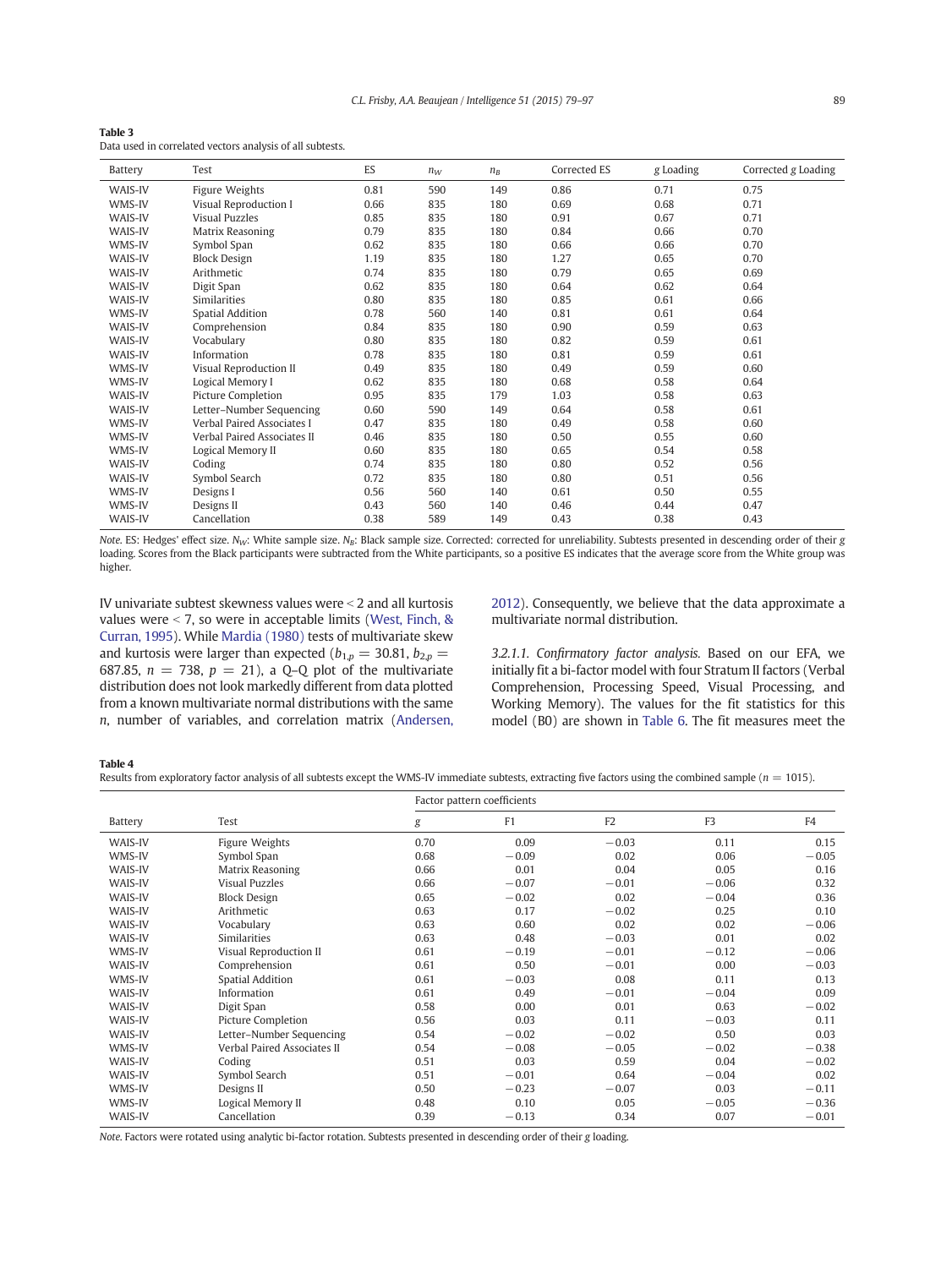**Table 3**
Data used in correlated vectors analysis of all subtests.

| Battery | Test | ES | $n_W$ | $n_B$ | Corrected ES | *g* Loading | Corrected *g* Loading |
|---|---|---|---|---|---|---|---|
| WAIS-IV | Figure Weights | 0.81 | 590 | 149 | 0.86 | 0.71 | 0.75 |
| WMS-IV | Visual Reproduction I | 0.66 | 835 | 180 | 0.69 | 0.68 | 0.71 |
| WAIS-IV | Visual Puzzles | 0.85 | 835 | 180 | 0.91 | 0.67 | 0.71 |
| WAIS-IV | Matrix Reasoning | 0.79 | 835 | 180 | 0.84 | 0.66 | 0.70 |
| WMS-IV | Symbol Span | 0.62 | 835 | 180 | 0.66 | 0.66 | 0.70 |
| WAIS-IV | Block Design | 1.19 | 835 | 180 | 1.27 | 0.65 | 0.70 |
| WAIS-IV | Arithmetic | 0.74 | 835 | 180 | 0.79 | 0.65 | 0.69 |
| WAIS-IV | Digit Span | 0.62 | 835 | 180 | 0.64 | 0.62 | 0.64 |
| WAIS-IV | Similarities | 0.80 | 835 | 180 | 0.85 | 0.61 | 0.66 |
| WMS-IV | Spatial Addition | 0.78 | 560 | 140 | 0.81 | 0.61 | 0.64 |
| WAIS-IV | Comprehension | 0.84 | 835 | 180 | 0.90 | 0.59 | 0.63 |
| WAIS-IV | Vocabulary | 0.80 | 835 | 180 | 0.82 | 0.59 | 0.61 |
| WAIS-IV | Information | 0.78 | 835 | 180 | 0.81 | 0.59 | 0.61 |
| WMS-IV | Visual Reproduction II | 0.49 | 835 | 180 | 0.49 | 0.59 | 0.60 |
| WMS-IV | Logical Memory I | 0.62 | 835 | 180 | 0.68 | 0.58 | 0.64 |
| WAIS-IV | Picture Completion | 0.95 | 835 | 179 | 1.03 | 0.58 | 0.63 |
| WAIS-IV | Letter–Number Sequencing | 0.60 | 590 | 149 | 0.64 | 0.58 | 0.61 |
| WMS-IV | Verbal Paired Associates I | 0.47 | 835 | 180 | 0.49 | 0.58 | 0.60 |
| WMS-IV | Verbal Paired Associates II | 0.46 | 835 | 180 | 0.50 | 0.55 | 0.60 |
| WMS-IV | Logical Memory II | 0.60 | 835 | 180 | 0.65 | 0.54 | 0.58 |
| WAIS-IV | Coding | 0.74 | 835 | 180 | 0.80 | 0.52 | 0.56 |
| WAIS-IV | Symbol Search | 0.72 | 835 | 180 | 0.80 | 0.51 | 0.56 |
| WMS-IV | Designs I | 0.56 | 560 | 140 | 0.61 | 0.50 | 0.55 |
| WMS-IV | Designs II | 0.43 | 560 | 140 | 0.46 | 0.44 | 0.47 |
| WAIS-IV | Cancellation | 0.38 | 589 | 149 | 0.43 | 0.38 | 0.43 |

*Note.* ES: Hedges' effect size. $N_W$: White sample size. $N_B$: Black sample size. Corrected: corrected for unreliability. Subtests presented in descending order of their *g* loading. Scores from the Black participants were subtracted from the White participants, so a positive ES indicates that the average score from the White group was higher.

IV univariate subtest skewness values were < 2 and all kurtosis values were < 7, so were in acceptable limits (West, Finch, & Curran, 1995). While Mardia (1980) tests of multivariate skew and kurtosis were larger than expected ($b_{1,p} = 30.81$, $b_{2,p} = 687.85$, $n = 738$, $p = 21$), a Q–Q plot of the multivariate distribution does not look markedly different from data plotted from a known multivariate normal distributions with the same *n*, number of variables, and correlation matrix (Andersen, 2012). Consequently, we believe that the data approximate a multivariate normal distribution.

*3.2.1.1. Confirmatory factor analysis.* Based on our EFA, we initially fit a bi-factor model with four Stratum II factors (Verbal Comprehension, Processing Speed, Visual Processing, and Working Memory). The values for the fit statistics for this model (B0) are shown in Table 6. The fit measures meet the

**Table 4**
Results from exploratory factor analysis of all subtests except the WMS-IV immediate subtests, extracting five factors using the combined sample ($n = 1015$).

| Battery | Test | Factor pattern coefficients | | | | |
|---|---|---|---|---|---|---|
| | | *g* | F1 | F2 | F3 | F4 |
| WAIS-IV | Figure Weights | 0.70 | 0.09 | −0.03 | 0.11 | 0.15 |
| WMS-IV | Symbol Span | 0.68 | −0.09 | 0.02 | 0.06 | −0.05 |
| WAIS-IV | Matrix Reasoning | 0.66 | 0.01 | 0.04 | 0.05 | 0.16 |
| WAIS-IV | Visual Puzzles | 0.66 | −0.07 | −0.01 | −0.06 | 0.32 |
| WAIS-IV | Block Design | 0.65 | −0.02 | 0.02 | −0.04 | 0.36 |
| WAIS-IV | Arithmetic | 0.63 | 0.17 | −0.02 | 0.25 | 0.10 |
| WAIS-IV | Vocabulary | 0.63 | 0.60 | 0.02 | 0.02 | −0.06 |
| WAIS-IV | Similarities | 0.63 | 0.48 | −0.03 | 0.01 | 0.02 |
| WMS-IV | Visual Reproduction II | 0.61 | −0.19 | −0.01 | −0.12 | −0.06 |
| WAIS-IV | Comprehension | 0.61 | 0.50 | −0.01 | 0.00 | −0.03 |
| WMS-IV | Spatial Addition | 0.61 | −0.03 | 0.08 | 0.11 | 0.13 |
| WAIS-IV | Information | 0.61 | 0.49 | −0.01 | −0.04 | 0.09 |
| WAIS-IV | Digit Span | 0.58 | 0.00 | 0.01 | 0.63 | −0.02 |
| WAIS-IV | Picture Completion | 0.56 | 0.03 | 0.11 | −0.03 | 0.11 |
| WAIS-IV | Letter–Number Sequencing | 0.54 | −0.02 | −0.02 | 0.50 | 0.03 |
| WMS-IV | Verbal Paired Associates II | 0.54 | −0.08 | −0.05 | −0.02 | −0.38 |
| WAIS-IV | Coding | 0.51 | 0.03 | 0.59 | 0.04 | −0.02 |
| WAIS-IV | Symbol Search | 0.51 | −0.01 | 0.64 | −0.04 | 0.02 |
| WMS-IV | Designs II | 0.50 | −0.23 | −0.07 | 0.03 | −0.11 |
| WMS-IV | Logical Memory II | 0.48 | 0.10 | 0.05 | −0.05 | −0.36 |
| WAIS-IV | Cancellation | 0.39 | −0.13 | 0.34 | 0.07 | −0.01 |

*Note.* Factors were rotated using analytic bi-factor rotation. Subtests presented in descending order of their *g* loading.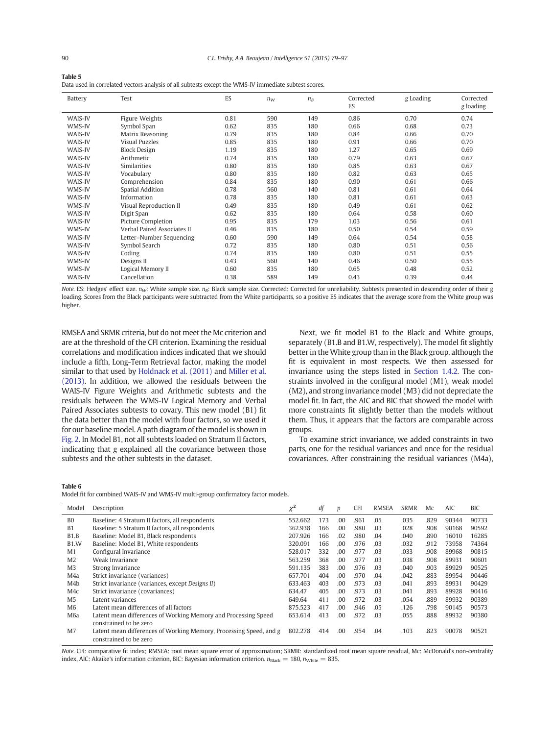**Table 5**
Data used in correlated vectors analysis of all subtests except the WMS-IV immediate subtest scores.

| Battery | Test | ES | $n_W$ | $n_B$ | Corrected ES | *g* Loading | Corrected *g* loading |
|---|---|---|---|---|---|---|---|
| WAIS-IV | Figure Weights | 0.81 | 590 | 149 | 0.86 | 0.70 | 0.74 |
| WMS-IV | Symbol Span | 0.62 | 835 | 180 | 0.66 | 0.68 | 0.73 |
| WAIS-IV | Matrix Reasoning | 0.79 | 835 | 180 | 0.84 | 0.66 | 0.70 |
| WAIS-IV | Visual Puzzles | 0.85 | 835 | 180 | 0.91 | 0.66 | 0.70 |
| WAIS-IV | Block Design | 1.19 | 835 | 180 | 1.27 | 0.65 | 0.69 |
| WAIS-IV | Arithmetic | 0.74 | 835 | 180 | 0.79 | 0.63 | 0.67 |
| WAIS-IV | Similarities | 0.80 | 835 | 180 | 0.85 | 0.63 | 0.67 |
| WAIS-IV | Vocabulary | 0.80 | 835 | 180 | 0.82 | 0.63 | 0.65 |
| WAIS-IV | Comprehension | 0.84 | 835 | 180 | 0.90 | 0.61 | 0.66 |
| WMS-IV | Spatial Addition | 0.78 | 560 | 140 | 0.81 | 0.61 | 0.64 |
| WAIS-IV | Information | 0.78 | 835 | 180 | 0.81 | 0.61 | 0.63 |
| WMS-IV | Visual Reproduction II | 0.49 | 835 | 180 | 0.49 | 0.61 | 0.62 |
| WAIS-IV | Digit Span | 0.62 | 835 | 180 | 0.64 | 0.58 | 0.60 |
| WAIS-IV | Picture Completion | 0.95 | 835 | 179 | 1.03 | 0.56 | 0.61 |
| WMS-IV | Verbal Paired Associates II | 0.46 | 835 | 180 | 0.50 | 0.54 | 0.59 |
| WAIS-IV | Letter–Number Sequencing | 0.60 | 590 | 149 | 0.64 | 0.54 | 0.58 |
| WAIS-IV | Symbol Search | 0.72 | 835 | 180 | 0.80 | 0.51 | 0.56 |
| WAIS-IV | Coding | 0.74 | 835 | 180 | 0.80 | 0.51 | 0.55 |
| WMS-IV | Designs II | 0.43 | 560 | 140 | 0.46 | 0.50 | 0.55 |
| WMS-IV | Logical Memory II | 0.60 | 835 | 180 | 0.65 | 0.48 | 0.52 |
| WAIS-IV | Cancellation | 0.38 | 589 | 149 | 0.43 | 0.39 | 0.44 |

*Note.* ES: Hedges' effect size. $n_W$: White sample size. $n_B$: Black sample size. Corrected: Corrected for unreliability. Subtests presented in descending order of their *g* loading. Scores from the Black participants were subtracted from the White participants, so a positive ES indicates that the average score from the White group was higher.

RMSEA and SRMR criteria, but do not meet the Mc criterion and are at the threshold of the CFI criterion. Examining the residual correlations and modification indices indicated that we should include a fifth, Long-Term Retrieval factor, making the model similar to that used by Holdnack et al. (2011) and Miller et al. (2013). In addition, we allowed the residuals between the WAIS-IV Figure Weights and Arithmetic subtests and the residuals between the WMS-IV Logical Memory and Verbal Paired Associates subtests to covary. This new model (B1) fit the data better than the model with four factors, so we used it for our baseline model. A path diagram of the model is shown in Fig. 2. In Model B1, not all subtests loaded on Stratum II factors, indicating that *g* explained all the covariance between those subtests and the other subtests in the dataset.

Next, we fit model B1 to the Black and White groups, separately (B1.B and B1.W, respectively). The model fit slightly better in the White group than in the Black group, although the fit is equivalent in most respects. We then assessed for invariance using the steps listed in Section 1.4.2. The constraints involved in the configural model (M1), weak model (M2), and strong invariance model (M3) did not depreciate the model fit. In fact, the AIC and BIC that showed the model with more constraints fit slightly better than the models without them. Thus, it appears that the factors are comparable across groups.

To examine strict invariance, we added constraints in two parts, one for the residual variances and once for the residual covariances. After constraining the residual variances (M4a),

**Table 6**
Model fit for combined WAIS-IV and WMS-IV multi-group confirmatory factor models.

| Model | Description | $\chi^2$ | *df* | *p* | CFI | RMSEA | SRMR | Mc | AIC | BIC |
|---|---|---|---|---|---|---|---|---|---|---|
| B0 | Baseline: 4 Stratum II factors, all respondents | 552.662 | 173 | .00 | .961 | .05 | .035 | .829 | 90344 | 90733 |
| B1 | Baseline: 5 Stratum II factors, all respondents | 362.938 | 166 | .00 | .980 | .03 | .028 | .908 | 90168 | 90592 |
| B1.B | Baseline: Model B1, Black respondents | 207.926 | 166 | .02 | .980 | .04 | .040 | .890 | 16010 | 16285 |
| B1.W | Baseline: Model B1, White respondents | 320.091 | 166 | .00 | .976 | .03 | .032 | .912 | 73958 | 74364 |
| M1 | Configural Invariance | 528.017 | 332 | .00 | .977 | .03 | .033 | .908 | 89968 | 90815 |
| M2 | Weak Invariance | 563.259 | 368 | .00 | .977 | .03 | .038 | .908 | 89931 | 90601 |
| M3 | Strong Invariance | 591.135 | 383 | .00 | .976 | .03 | .040 | .903 | 89929 | 90525 |
| M4a | Strict invariance (variances) | 657.701 | 404 | .00 | .970 | .04 | .042 | .883 | 89954 | 90446 |
| M4b | Strict invariance (variances, except *Designs II*) | 633.463 | 403 | .00 | .973 | .03 | .041 | .893 | 89931 | 90429 |
| M4c | Strict invariance (covariances) | 634.47 | 405 | .00 | .973 | .03 | .041 | .893 | 89928 | 90416 |
| M5 | Latent variances | 649.64 | 411 | .00 | .972 | .03 | .054 | .889 | 89932 | 90389 |
| M6 | Latent mean differences of all factors | 875.523 | 417 | .00 | .946 | .05 | .126 | .798 | 90145 | 90573 |
| M6a | Latent mean differences of Working Memory and Processing Speed constrained to be zero | 653.614 | 413 | .00 | .972 | .03 | .055 | .888 | 89932 | 90380 |
| M7 | Latent mean differences of Working Memory, Processing Speed, and *g* constrained to be zero | 802.278 | 414 | .00 | .954 | .04 | .103 | .823 | 90078 | 90521 |

*Note.* CFI: comparative fit index; RMSEA: root mean square error of approximation; SRMR: standardized root mean square residual, Mc: McDonald's non-centrality index, AIC: Akaike's information criterion, BIC: Bayesian information criterion. $n_{\text{Black}} = 180$, $n_{\text{White}} = 835$.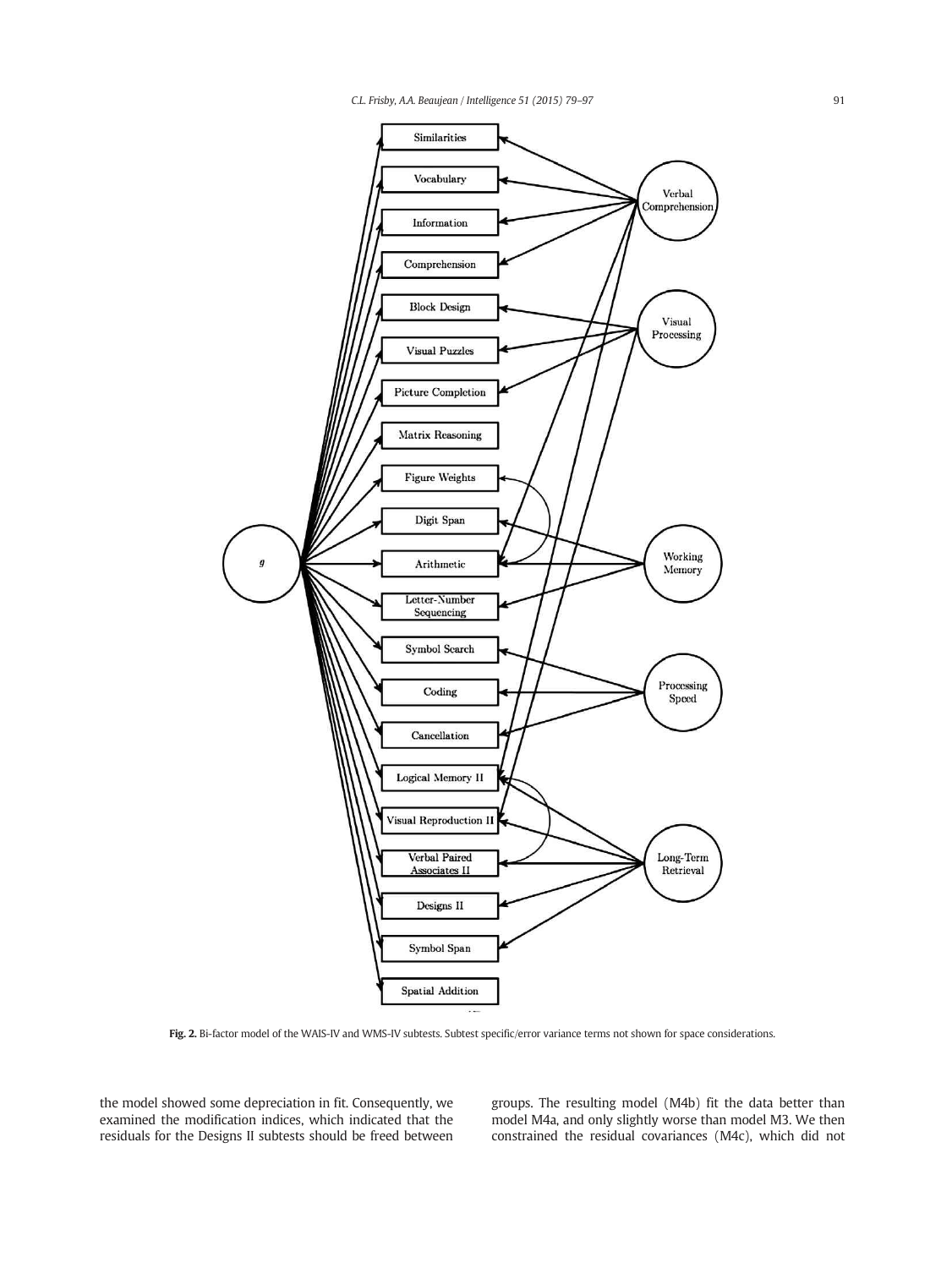Fig. 2. Bi-factor model of the WAIS-IV and WMS-IV subtests. Subtest specific/error variance terms not shown for space considerations.

the model showed some depreciation in fit. Consequently, we examined the modification indices, which indicated that the residuals for the Designs II subtests should be freed between groups. The resulting model (M4b) fit the data better than model M4a, and only slightly worse than model M3. We then constrained the residual covariances (M4c), which did not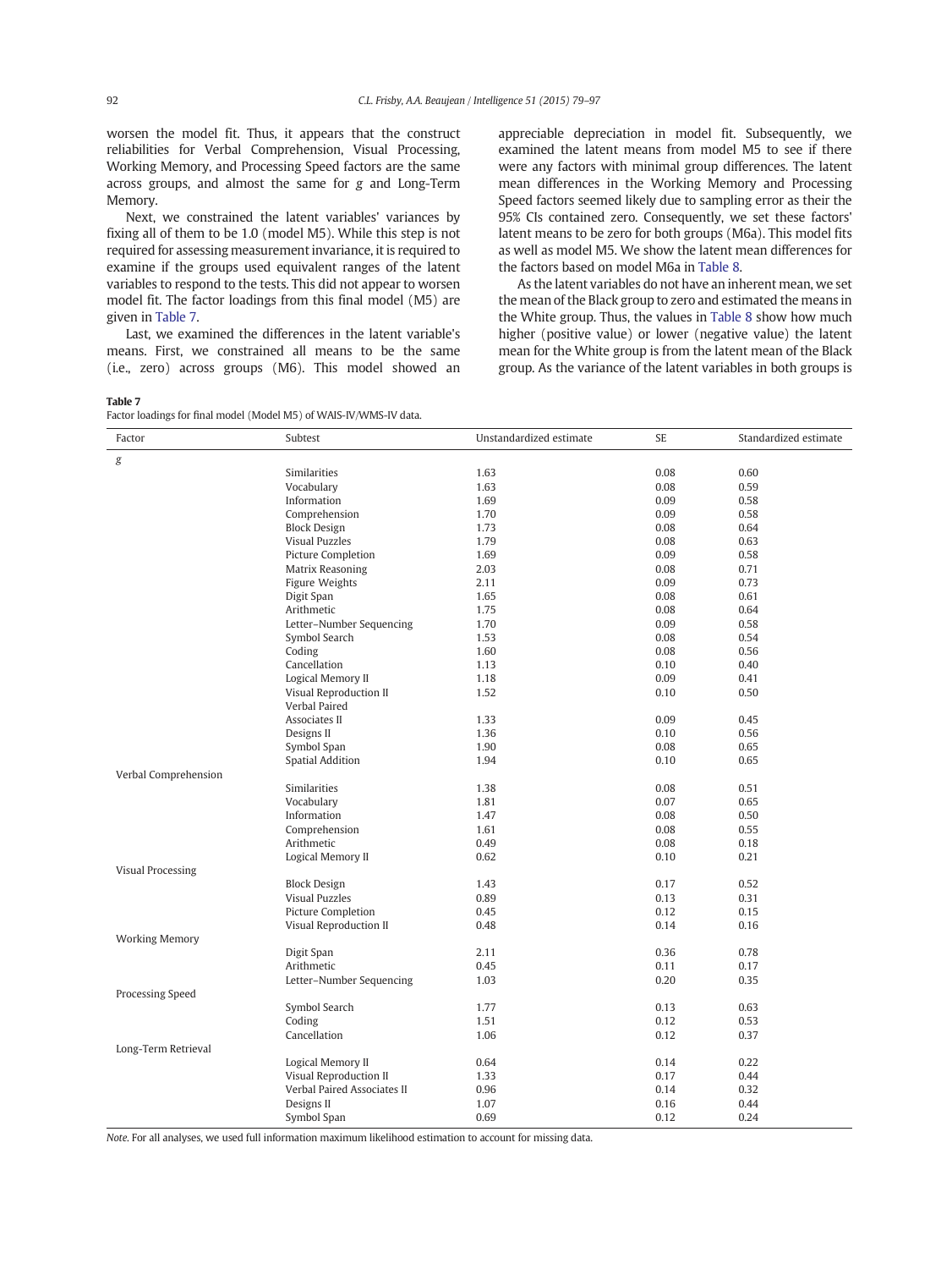worsen the model fit. Thus, it appears that the construct reliabilities for Verbal Comprehension, Visual Processing, Working Memory, and Processing Speed factors are the same across groups, and almost the same for *g* and Long-Term Memory.

Next, we constrained the latent variables' variances by fixing all of them to be 1.0 (model M5). While this step is not required for assessing measurement invariance, it is required to examine if the groups used equivalent ranges of the latent variables to respond to the tests. This did not appear to worsen model fit. The factor loadings from this final model (M5) are given in Table 7.

Last, we examined the differences in the latent variable's means. First, we constrained all means to be the same (i.e., zero) across groups (M6). This model showed an appreciable depreciation in model fit. Subsequently, we examined the latent means from model M5 to see if there were any factors with minimal group differences. The latent mean differences in the Working Memory and Processing Speed factors seemed likely due to sampling error as their the 95% CIs contained zero. Consequently, we set these factors' latent means to be zero for both groups (M6a). This model fits as well as model M5. We show the latent mean differences for the factors based on model M6a in Table 8.

As the latent variables do not have an inherent mean, we set the mean of the Black group to zero and estimated the means in the White group. Thus, the values in Table 8 show how much higher (positive value) or lower (negative value) the latent mean for the White group is from the latent mean of the Black group. As the variance of the latent variables in both groups is

**Table 7**
Factor loadings for final model (Model M5) of WAIS-IV/WMS-IV data.

| Factor | Subtest | Unstandardized estimate | SE | Standardized estimate |
|---|---|---|---|---|
| *g* | | | | |
| | Similarities | 1.63 | 0.08 | 0.60 |
| | Vocabulary | 1.63 | 0.08 | 0.59 |
| | Information | 1.69 | 0.09 | 0.58 |
| | Comprehension | 1.70 | 0.09 | 0.58 |
| | Block Design | 1.73 | 0.08 | 0.64 |
| | Visual Puzzles | 1.79 | 0.08 | 0.63 |
| | Picture Completion | 1.69 | 0.09 | 0.58 |
| | Matrix Reasoning | 2.03 | 0.08 | 0.71 |
| | Figure Weights | 2.11 | 0.09 | 0.73 |
| | Digit Span | 1.65 | 0.08 | 0.61 |
| | Arithmetic | 1.75 | 0.08 | 0.64 |
| | Letter–Number Sequencing | 1.70 | 0.09 | 0.58 |
| | Symbol Search | 1.53 | 0.08 | 0.54 |
| | Coding | 1.60 | 0.08 | 0.56 |
| | Cancellation | 1.13 | 0.10 | 0.40 |
| | Logical Memory II | 1.18 | 0.09 | 0.41 |
| | Visual Reproduction II | 1.52 | 0.10 | 0.50 |
| | Verbal Paired Associates II | 1.33 | 0.09 | 0.45 |
| | Designs II | 1.36 | 0.10 | 0.56 |
| | Symbol Span | 1.90 | 0.08 | 0.65 |
| | Spatial Addition | 1.94 | 0.10 | 0.65 |
| Verbal Comprehension | | | | |
| | Similarities | 1.38 | 0.08 | 0.51 |
| | Vocabulary | 1.81 | 0.07 | 0.65 |
| | Information | 1.47 | 0.08 | 0.50 |
| | Comprehension | 1.61 | 0.08 | 0.55 |
| | Arithmetic | 0.49 | 0.08 | 0.18 |
| | Logical Memory II | 0.62 | 0.10 | 0.21 |
| Visual Processing | | | | |
| | Block Design | 1.43 | 0.17 | 0.52 |
| | Visual Puzzles | 0.89 | 0.13 | 0.31 |
| | Picture Completion | 0.45 | 0.12 | 0.15 |
| | Visual Reproduction II | 0.48 | 0.14 | 0.16 |
| Working Memory | | | | |
| | Digit Span | 2.11 | 0.36 | 0.78 |
| | Arithmetic | 0.45 | 0.11 | 0.17 |
| | Letter–Number Sequencing | 1.03 | 0.20 | 0.35 |
| Processing Speed | | | | |
| | Symbol Search | 1.77 | 0.13 | 0.63 |
| | Coding | 1.51 | 0.12 | 0.53 |
| | Cancellation | 1.06 | 0.12 | 0.37 |
| Long-Term Retrieval | | | | |
| | Logical Memory II | 0.64 | 0.14 | 0.22 |
| | Visual Reproduction II | 1.33 | 0.17 | 0.44 |
| | Verbal Paired Associates II | 0.96 | 0.14 | 0.32 |
| | Designs II | 1.07 | 0.16 | 0.44 |
| | Symbol Span | 0.69 | 0.12 | 0.24 |

*Note.* For all analyses, we used full information maximum likelihood estimation to account for missing data.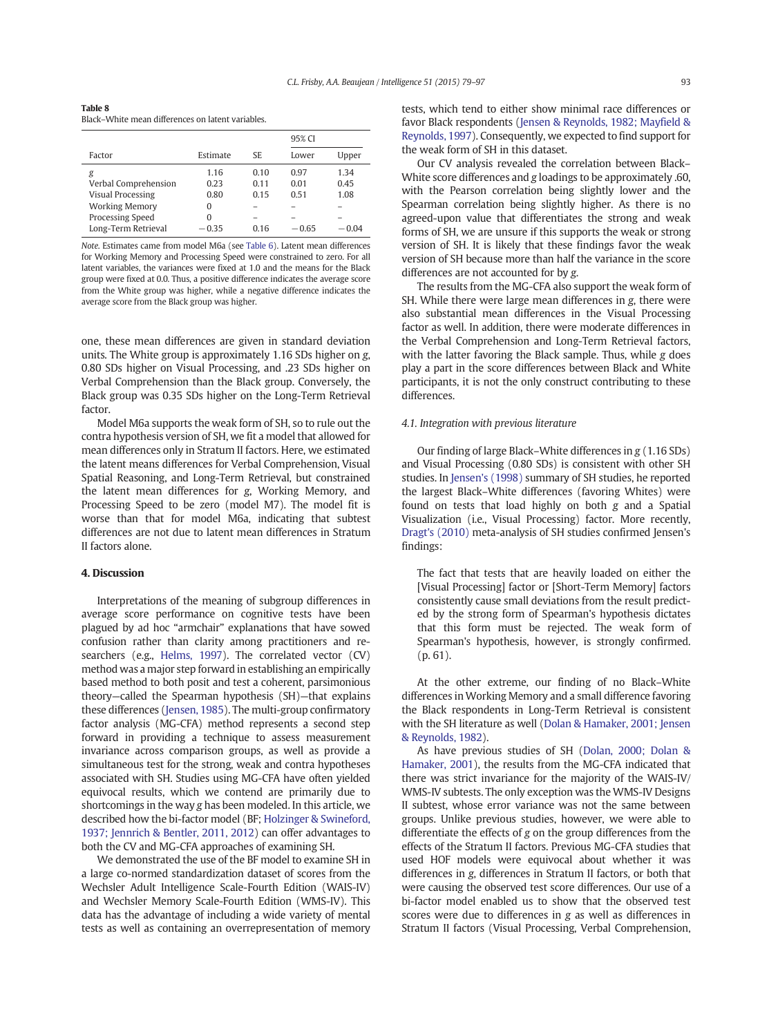**Table 8**
Black–White mean differences on latent variables.

| Factor | Estimate | SE | 95% CI | |
|---|---|---|---|---|
| | | | Lower | Upper |
| *g* | 1.16 | 0.10 | 0.97 | 1.34 |
| Verbal Comprehension | 0.23 | 0.11 | 0.01 | 0.45 |
| Visual Processing | 0.80 | 0.15 | 0.51 | 1.08 |
| Working Memory | 0 | – | – | – |
| Processing Speed | 0 | – | – | – |
| Long-Term Retrieval | −0.35 | 0.16 | −0.65 | −0.04 |

*Note.* Estimates came from model M6a (see Table 6). Latent mean differences for Working Memory and Processing Speed were constrained to zero. For all latent variables, the variances were fixed at 1.0 and the means for the Black group were fixed at 0.0. Thus, a positive difference indicates the average score from the White group was higher, while a negative difference indicates the average score from the Black group was higher.

one, these mean differences are given in standard deviation units. The White group is approximately 1.16 SDs higher on *g*, 0.80 SDs higher on Visual Processing, and .23 SDs higher on Verbal Comprehension than the Black group. Conversely, the Black group was 0.35 SDs higher on the Long-Term Retrieval factor.

Model M6a supports the weak form of SH, so to rule out the contra hypothesis version of SH, we fit a model that allowed for mean differences only in Stratum II factors. Here, we estimated the latent means differences for Verbal Comprehension, Visual Spatial Reasoning, and Long-Term Retrieval, but constrained the latent mean differences for *g*, Working Memory, and Processing Speed to be zero (model M7). The model fit is worse than that for model M6a, indicating that subtest differences are not due to latent mean differences in Stratum II factors alone.

## 4. Discussion

Interpretations of the meaning of subgroup differences in average score performance on cognitive tests have been plagued by ad hoc "armchair" explanations that have sowed confusion rather than clarity among practitioners and researchers (e.g., Helms, 1997). The correlated vector (CV) method was a major step forward in establishing an empirically based method to both posit and test a coherent, parsimonious theory—called the Spearman hypothesis (SH)—that explains these differences (Jensen, 1985). The multi-group confirmatory factor analysis (MG-CFA) method represents a second step forward in providing a technique to assess measurement invariance across comparison groups, as well as provide a simultaneous test for the strong, weak and contra hypotheses associated with SH. Studies using MG-CFA have often yielded equivocal results, which we contend are primarily due to shortcomings in the way *g* has been modeled. In this article, we described how the bi-factor model (BF; Holzinger & Swineford, 1937; Jennrich & Bentler, 2011, 2012) can offer advantages to both the CV and MG-CFA approaches of examining SH.

We demonstrated the use of the BF model to examine SH in a large co-normed standardization dataset of scores from the Wechsler Adult Intelligence Scale-Fourth Edition (WAIS-IV) and Wechsler Memory Scale-Fourth Edition (WMS-IV). This data has the advantage of including a wide variety of mental tests as well as containing an overrepresentation of memory tests, which tend to either show minimal race differences or favor Black respondents (Jensen & Reynolds, 1982; Mayfield & Reynolds, 1997). Consequently, we expected to find support for the weak form of SH in this dataset.

Our CV analysis revealed the correlation between Black–White score differences and *g* loadings to be approximately .60, with the Pearson correlation being slightly lower and the Spearman correlation being slightly higher. As there is no agreed-upon value that differentiates the strong and weak forms of SH, we are unsure if this supports the weak or strong version of SH. It is likely that these findings favor the weak version of SH because more than half the variance in the score differences are not accounted for by *g*.

The results from the MG-CFA also support the weak form of SH. While there were large mean differences in *g*, there were also substantial mean differences in the Visual Processing factor as well. In addition, there were moderate differences in the Verbal Comprehension and Long-Term Retrieval factors, with the latter favoring the Black sample. Thus, while *g* does play a part in the score differences between Black and White participants, it is not the only construct contributing to these differences.

### 4.1. Integration with previous literature

Our finding of large Black–White differences in *g* (1.16 SDs) and Visual Processing (0.80 SDs) is consistent with other SH studies. In Jensen's (1998) summary of SH studies, he reported the largest Black–White differences (favoring Whites) were found on tests that load highly on both *g* and a Spatial Visualization (i.e., Visual Processing) factor. More recently, Dragt's (2010) meta-analysis of SH studies confirmed Jensen's findings:

> The fact that tests that are heavily loaded on either the [Visual Processing] factor or [Short-Term Memory] factors consistently cause small deviations from the result predicted by the strong form of Spearman's hypothesis dictates that this form must be rejected. The weak form of Spearman's hypothesis, however, is strongly confirmed. (p. 61).

At the other extreme, our finding of no Black–White differences in Working Memory and a small difference favoring the Black respondents in Long-Term Retrieval is consistent with the SH literature as well (Dolan & Hamaker, 2001; Jensen & Reynolds, 1982).

As have previous studies of SH (Dolan, 2000; Dolan & Hamaker, 2001), the results from the MG-CFA indicated that there was strict invariance for the majority of the WAIS-IV/WMS-IV subtests. The only exception was the WMS-IV Designs II subtest, whose error variance was not the same between groups. Unlike previous studies, however, we were able to differentiate the effects of *g* on the group differences from the effects of the Stratum II factors. Previous MG-CFA studies that used HOF models were equivocal about whether it was differences in *g*, differences in Stratum II factors, or both that were causing the observed test score differences. Our use of a bi-factor model enabled us to show that the observed test scores were due to differences in *g* as well as differences in Stratum II factors (Visual Processing, Verbal Comprehension,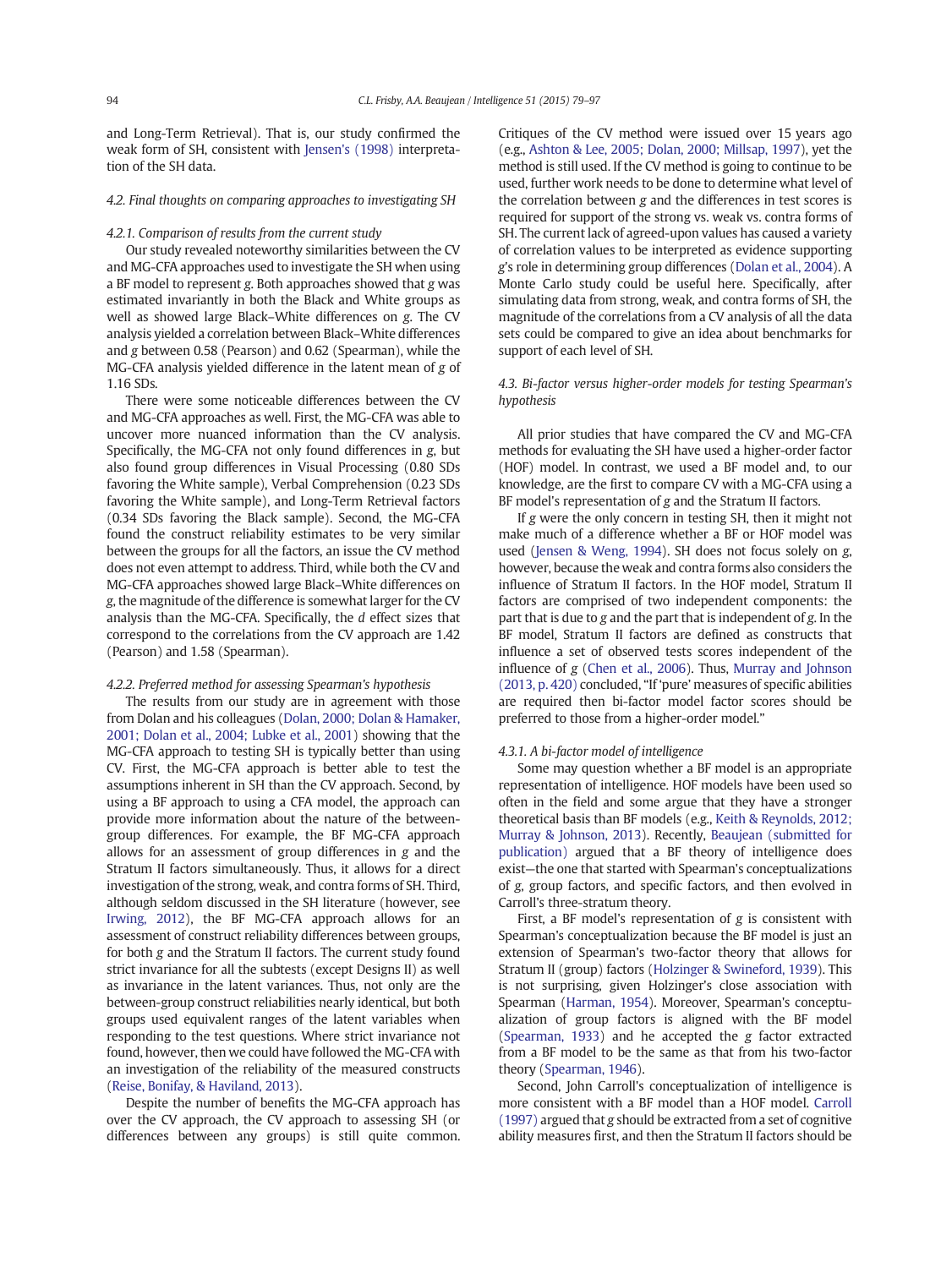and Long-Term Retrieval). That is, our study confirmed the weak form of SH, consistent with Jensen's (1998) interpretation of the SH data.

#### 4.2. Final thoughts on comparing approaches to investigating SH

##### 4.2.1. Comparison of results from the current study

Our study revealed noteworthy similarities between the CV and MG-CFA approaches used to investigate the SH when using a BF model to represent *g*. Both approaches showed that *g* was estimated invariantly in both the Black and White groups as well as showed large Black–White differences on *g*. The CV analysis yielded a correlation between Black–White differences and *g* between 0.58 (Pearson) and 0.62 (Spearman), while the MG-CFA analysis yielded difference in the latent mean of *g* of 1.16 SDs.

There were some noticeable differences between the CV and MG-CFA approaches as well. First, the MG-CFA was able to uncover more nuanced information than the CV analysis. Specifically, the MG-CFA not only found differences in *g*, but also found group differences in Visual Processing (0.80 SDs favoring the White sample), Verbal Comprehension (0.23 SDs favoring the White sample), and Long-Term Retrieval factors (0.34 SDs favoring the Black sample). Second, the MG-CFA found the construct reliability estimates to be very similar between the groups for all the factors, an issue the CV method does not even attempt to address. Third, while both the CV and MG-CFA approaches showed large Black–White differences on *g*, the magnitude of the difference is somewhat larger for the CV analysis than the MG-CFA. Specifically, the *d* effect sizes that correspond to the correlations from the CV approach are 1.42 (Pearson) and 1.58 (Spearman).

##### 4.2.2. Preferred method for assessing Spearman's hypothesis

The results from our study are in agreement with those from Dolan and his colleagues (Dolan, 2000; Dolan & Hamaker, 2001; Dolan et al., 2004; Lubke et al., 2001) showing that the MG-CFA approach to testing SH is typically better than using CV. First, the MG-CFA approach is better able to test the assumptions inherent in SH than the CV approach. Second, by using a BF approach to using a CFA model, the approach can provide more information about the nature of the between-group differences. For example, the BF MG-CFA approach allows for an assessment of group differences in *g* and the Stratum II factors simultaneously. Thus, it allows for a direct investigation of the strong, weak, and contra forms of SH. Third, although seldom discussed in the SH literature (however, see Irwing, 2012), the BF MG-CFA approach allows for an assessment of construct reliability differences between groups, for both *g* and the Stratum II factors. The current study found strict invariance for all the subtests (except Designs II) as well as invariance in the latent variances. Thus, not only are the between-group construct reliabilities nearly identical, but both groups used equivalent ranges of the latent variables when responding to the test questions. Where strict invariance not found, however, then we could have followed the MG-CFA with an investigation of the reliability of the measured constructs (Reise, Bonifay, & Haviland, 2013).

Despite the number of benefits the MG-CFA approach has over the CV approach, the CV approach to assessing SH (or differences between any groups) is still quite common. Critiques of the CV method were issued over 15 years ago (e.g., Ashton & Lee, 2005; Dolan, 2000; Millsap, 1997), yet the method is still used. If the CV method is going to continue to be used, further work needs to be done to determine what level of the correlation between *g* and the differences in test scores is required for support of the strong vs. weak vs. contra forms of SH. The current lack of agreed-upon values has caused a variety of correlation values to be interpreted as evidence supporting *g*'s role in determining group differences (Dolan et al., 2004). A Monte Carlo study could be useful here. Specifically, after simulating data from strong, weak, and contra forms of SH, the magnitude of the correlations from a CV analysis of all the data sets could be compared to give an idea about benchmarks for support of each level of SH.

#### 4.3. Bi-factor versus higher-order models for testing Spearman's hypothesis

All prior studies that have compared the CV and MG-CFA methods for evaluating the SH have used a higher-order factor (HOF) model. In contrast, we used a BF model and, to our knowledge, are the first to compare CV with a MG-CFA using a BF model's representation of *g* and the Stratum II factors.

If *g* were the only concern in testing SH, then it might not make much of a difference whether a BF or HOF model was used (Jensen & Weng, 1994). SH does not focus solely on *g*, however, because the weak and contra forms also considers the influence of Stratum II factors. In the HOF model, Stratum II factors are comprised of two independent components: the part that is due to *g* and the part that is independent of *g*. In the BF model, Stratum II factors are defined as constructs that influence a set of observed tests scores independent of the influence of *g* (Chen et al., 2006). Thus, Murray and Johnson (2013, p. 420) concluded, "If 'pure' measures of specific abilities are required then bi-factor model factor scores should be preferred to those from a higher-order model."

##### 4.3.1. A bi-factor model of intelligence

Some may question whether a BF model is an appropriate representation of intelligence. HOF models have been used so often in the field and some argue that they have a stronger theoretical basis than BF models (e.g., Keith & Reynolds, 2012; Murray & Johnson, 2013). Recently, Beaujean (submitted for publication) argued that a BF theory of intelligence does exist—the one that started with Spearman's conceptualizations of *g*, group factors, and specific factors, and then evolved in Carroll's three-stratum theory.

First, a BF model's representation of *g* is consistent with Spearman's conceptualization because the BF model is just an extension of Spearman's two-factor theory that allows for Stratum II (group) factors (Holzinger & Swineford, 1939). This is not surprising, given Holzinger's close association with Spearman (Harman, 1954). Moreover, Spearman's conceptualization of group factors is aligned with the BF model (Spearman, 1933) and he accepted the *g* factor extracted from a BF model to be the same as that from his two-factor theory (Spearman, 1946).

Second, John Carroll's conceptualization of intelligence is more consistent with a BF model than a HOF model. Carroll (1997) argued that *g* should be extracted from a set of cognitive ability measures first, and then the Stratum II factors should be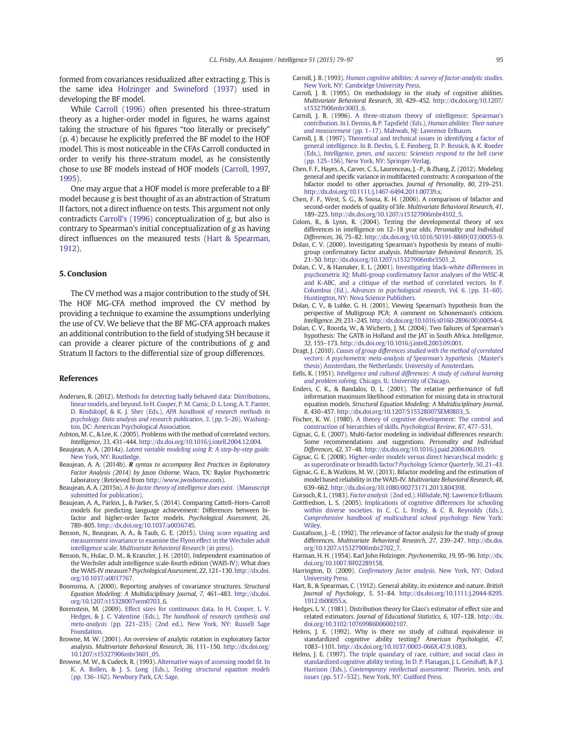formed from covariances residualized after extracting *g*. This is the same idea Holzinger and Swineford (1937) used in developing the BF model.

While Carroll (1996) often presented his three-stratum theory as a higher-order model in figures, he warns against taking the structure of his figures "too literally or precisely" (p. 4) because he explicitly preferred the BF model to the HOF model. This is most noticeable in the CFAs Carroll conducted in order to verify his three-stratum model, as he consistently chose to use BF models instead of HOF models (Carroll, 1997, 1995).

One may argue that a HOF model is more preferable to a BF model because *g* is best thought of as an abstraction of Stratum II factors, not a direct influence on tests. This argument not only contradicts Carroll's (1996) conceptualization of *g*, but also is contrary to Spearman's initial conceptualization of *g* as having direct influences on the measured tests (Hart & Spearman, 1912).

## 5. Conclusion

The CV method was a major contribution to the study of SH. The HOF MG-CFA method improved the CV method by providing a technique to examine the assumptions underlying the use of CV. We believe that the BF MG-CFA approach makes an additional contribution to the field of studying SH because it can provide a clearer picture of the contributions of *g* and Stratum II factors to the differential size of group differences.

## References

Andersen, R. (2012). Methods for detecting badly behaved data: Distributions, linear models, and beyond. In H. Cooper, P. M. Camic, D. L. Long, A. T. Panter, D. Rindskopf, & K. J. Sher (Eds.), *APA handbook of research methods in psychology. Data analysis and research publication, 3*. (pp. 5–26). Washington, DC: American Psychological Association.

Ashton, M. C., & Lee, K. (2005). Problems with the method of correlated vectors. *Intelligence*, *33*, 431–444. http://dx.doi.org/10.1016/j.intell.2004.12.004.

Beaujean, A. A. (2014a). *Latent variable modeling using R: A step-by-step guide.* New York, NY: Routledge.

Beaujean, A. A. (2014b). ***R*** *syntax to accompany Best Practices in Exploratory Factor Analysis (2014) by Jason Osborne.* Waco, TX: Baylor Psychometric Laboratory (Retrieved from http://www.jwosborne.com).

Beaujean, A. A. (2015n). *A bi-factor theory of intelligence does exist.* (Manuscript submitted for publication).

Beaujean, A. A., Parkin, J., & Parker, S. (2014). Comparing Cattell–Horn–Carroll models for predicting language achievement: Differences between bi-factor and higher-order factor models. *Psychological Assessment*, *26*, 789–805. http://dx.doi.org/10.1037/a0036745.

Benson, N., Beaujean, A. A., & Taub, G. E. (2015). Using score equating and measurement invariance to examine the Flynn effect in the Wechsler adult intelligence scale. *Multivariate Behavioral Research* (in press).

Benson, N., Hulac, D. M., & Kranzler, J. H. (2010). Independent examination of the Wechsler adult intelligence scale–fourth edition (WAIS-IV): What does the WAIS-IV measure? *Psychological Assessment*, *22*, 121–130. http://dx.doi.org/10.1037/a0017767.

Boomsma, A. (2000). Reporting analyses of covariance structures. *Structural Equation Modeling: A Multidisciplinary Journal*, *7*, 461–483. http://dx.doi.org/10.1207/S15328007sem0703_6.

Borenstein, M. (2009). Effect sizes for continuous data. In H. Cooper, L. V. Hedges, & J. C. Valentine (Eds.), *The handbook of research synthesis and meta-analysis* (pp. 221–235) (2nd ed.). New York, NY: Russell Sage Foundation.

Browne, M. W. (2001). An overview of analytic rotation in exploratory factor analysis. *Multivariate Behavioral Research*, *36*, 111–150. http://dx.doi.org/10.1207/s15327906mbr3601_05.

Browne, M. W., & Cudeck, R. (1993). Alternative ways of assessing model fit. In K. A. Bollen, & J. S. Long (Eds.), *Testing structural equation models* (pp. 136–162). Newbury Park, CA: Sage.

Carroll, J. B. (1993). *Human cognitive abilities: A survey of factor-analytic studies.* New York, NY: Cambridge University Press.

Carroll, J. B. (1995). On methodology in the study of cognitive abilities. *Multivariate Behavioral Research*, *30*, 429–452. http://dx.doi.org/10.1207/s15327906mbr3003_6.

Carroll, J. B. (1996). A three-stratum theory of intelligence: Spearman's contribution. In I. Dennis, & P. Tapsfield (Eds.), *Human abilities: Their nature and measurement* (pp. 1–17). Mahwah, NJ: Lawrence Erlbaum.

Carroll, J. B. (1997). Theoretical and technical issues in identifying a factor of general intelligence. In B. Devlin, S. E. Fienberg, D. P. Resnick, & K. Roeder (Eds.), *Intelligence, genes, and success: Scientists respond to the bell curve* (pp. 125–156). New York, NY: Springer-Verlag.

Chen, F. F., Hayes, A., Carver, C. S., Laurenceau, J. -P., & Zhang, Z. (2012). Modeling general and specific variance in multifaceted constructs: A comparison of the bifactor model to other approaches. *Journal of Personality*, *80*, 219–251. http://dx.doi.org/10.1111/j.1467-6494.2011.00739.x.

Chen, F. F., West, S. G., & Sousa, K. H. (2006). A comparison of bifactor and second-order models of quality of life. *Multivariate Behavioral Research*, *41*, 189–225. http://dx.doi.org/10.1207/s15327906mbr4102_5.

Colom, R., & Lynn, R. (2004). Testing the developmental theory of sex differences in intelligence on 12–18 year olds. *Personality and Individual Differences*, *36*, 75–82. http://dx.doi.org/10.1016/S0191-8869(03)00053-9.

Dolan, C. V. (2000). Investigating Spearman's hypothesis by means of multi-group confirmatory factor analysis. *Multivariate Behavioral Research*, *35*, 21–50. http://dx.doi.org/10.1207/s15327906mbr3501_2.

Dolan, C. V., & Hamaker, E. L. (2001). Investigating black-white differences in psychometric IQ: Multi-group confirmatory factor analyses of the WISC-R and K-ABC, and a critique of the method of correlated vectors. In F. Columbus (Ed.), *Advances in psychological research, Vol. 6.* (pp. 31–60). Huntington, NY: Nova Science Publishers.

Dolan, C. V., & Lubke, G. H. (2001). Viewing Spearman's hypothesis from the perspective of multigroup PCA: A comment on Schonemann's criticism. *Intelligence*, *29*, 231–245. http://dx.doi.org/10.1016/s0160-2896(00)00054-4.

Dolan, C. V., Roorda, W., & Wicherts, J. M. (2004). Two failures of Spearman's hypothesis: The GATB in Holland and the JAT in South Africa. *Intelligence*, *32*, 155–173. http://dx.doi.org/10.1016/j.intell.2003.09.001.

Dragt, J. (2010). *Causes of group differences studied with the method of correlated vectors: A psychometric meta-analysis of Spearman's hypothesis.* (Master's thesis) Amsterdam, the Netherlands: University of Amsterdam.

Eells, K. (1951). *Intelligence and cultural differences: A study of cultural learning and problem solving.* Chicago, IL: University of Chicago.

Enders, C. K., & Bandalos, D. L. (2001). The relative performance of full information maximum likelihood estimation for missing data in structural equation models. *Structural Equation Modeling: A Multidisciplinary Journal*, *8*, 430–457. http://dx.doi.org/10.1207/S15328007SEM0803_5.

Fischer, K. W. (1980). A theory of cognitive development: The control and construction of hierarchies of skills. *Psychological Review*, *87*, 477–531.

Gignac, G. E. (2007). Multi-factor modeling in individual differences research: Some recommendations and suggestions. *Personality and Individual Differences*, *42*, 37–48. http://dx.doi.org/10.1016/j.paid.2006.06.019.

Gignac, G. E. (2008). Higher-order models versus direct hierarchical models: g as superordinate or breadth factor? *Psychology Science Quarterly*, *50*, 21–43.

Gignac, G. E., & Watkins, M. W. (2013). Bifactor modeling and the estimation of model based reliability in the WAIS-IV. *Multivariate Behavioral Research*, *48*, 639–662. http://dx.doi.org/10.1080/00273171.2013.804398.

Gorsuch, R. L. (1983). *Factor analysis* (2nd ed.). Hillsdale, NJ: Lawrence Erlbaum.

Gottfredson, L. S. (2005). Implications of cognitive differences for schooling within diverse societies. In C. C. L. Frisby, & C. R. Reynolds (Eds.), *Comprehensive handbook of multicultural school psychology*. New York: Wiley.

Gustafsson, J. -E. (1992). The relevance of factor analysis for the study of group differences. *Multivariate Behavioral Research*, *27*, 239–247. http://dx.doi.org/10.1207/s15327906mbr2702_7.

Harman, H. H. (1954). Karl John Holzinger. *Psychometrika*, *19*, 95–96. http://dx.doi.org/10.1007/BF02289158.

Harrington, D. (2009). *Confirmatory factor analysis.* New York, NY: Oxford University Press.

Hart, B., & Spearman, C. (1912). General ability, its existence and nature. *British Journal of Psychology*, *5*, 51–84. http://dx.doi.org/10.1111/j.2044-8295.1912.tb00055.x.

Hedges, L. V. (1981). Distribution theory for Glass's estimator of effect size and related estimators. *Journal of Educational Statistics*, *6*, 107–128. http://dx.doi.org/10.3102/10769986006002107.

Helms, J. E. (1992). Why is there no study of cultural equivalence in standardized cognitive ability testing? *American Psychologist*, *47*, 1083–1101. http://dx.doi.org/10.1037/0003-066X.47.9.1083.

Helms, J. E. (1997). The triple quandary of race, culture, and social class in standardized cognitive ability testing. In D. P. Flanagan, J. L. Genshaft, & P. J. Harrison (Eds.), *Contemporary intellectual assessment: Theories, tests, and issues* (pp. 517–532). New York, NY: Guilford Press.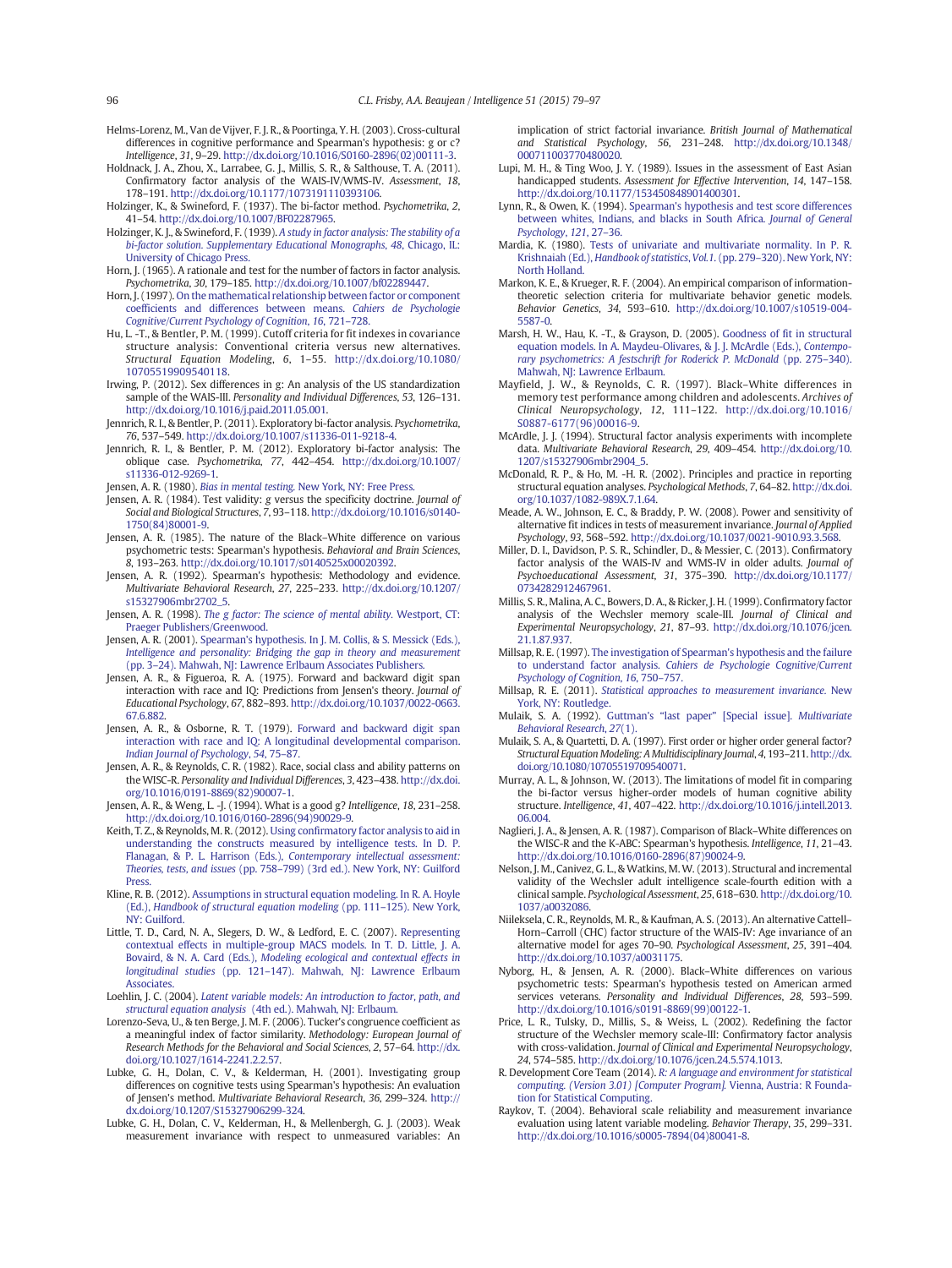Helms-Lorenz, M., Van de Vijver, F. J. R., & Poortinga, Y. H. (2003). Cross-cultural differences in cognitive performance and Spearman's hypothesis: g or c? *Intelligence*, *31*, 9–29. http://dx.doi.org/10.1016/S0160-2896(02)00111-3.

Holdnack, J. A., Zhou, X., Larrabee, G. J., Millis, S. R., & Salthouse, T. A. (2011). Confirmatory factor analysis of the WAIS-IV/WMS-IV. *Assessment*, *18*, 178–191. http://dx.doi.org/10.1177/1073191110393106.

Holzinger, K., & Swineford, F. (1937). The bi-factor method. *Psychometrika*, *2*, 41–54. http://dx.doi.org/10.1007/BF02287965.

Holzinger, K. J., & Swineford, F. (1939). *A study in factor analysis: The stability of a bi-factor solution. Supplementary Educational Monographs*, *48*, Chicago, IL: University of Chicago Press.

Horn, J. (1965). A rationale and test for the number of factors in factor analysis. *Psychometrika*, *30*, 179–185. http://dx.doi.org/10.1007/bf02289447.

Horn, J. (1997). On the mathematical relationship between factor or component coefficients and differences between means. *Cahiers de Psychologie Cognitive/Current Psychology of Cognition*, *16*, 721–728.

Hu, L. -T., & Bentler, P. M. (1999). Cutoff criteria for fit indexes in covariance structure analysis: Conventional criteria versus new alternatives. *Structural Equation Modeling*, *6*, 1–55. http://dx.doi.org/10.1080/10705519909540118.

Irwing, P. (2012). Sex differences in g: An analysis of the US standardization sample of the WAIS-III. *Personality and Individual Differences*, *53*, 126–131. http://dx.doi.org/10.1016/j.paid.2011.05.001.

Jennrich, R. I., & Bentler, P. (2011). Exploratory bi-factor analysis. *Psychometrika*, *76*, 537–549. http://dx.doi.org/10.1007/s11336-011-9218-4.

Jennrich, R. I., & Bentler, P. M. (2012). Exploratory bi-factor analysis: The oblique case. *Psychometrika*, *77*, 442–454. http://dx.doi.org/10.1007/s11336-012-9269-1.

Jensen, A. R. (1980). *Bias in mental testing*. New York, NY: Free Press.

Jensen, A. R. (1984). Test validity: *g* versus the specificity doctrine. *Journal of Social and Biological Structures*, *7*, 93–118. http://dx.doi.org/10.1016/s0140-1750(84)80001-9.

Jensen, A. R. (1985). The nature of the Black–White difference on various psychometric tests: Spearman's hypothesis. *Behavioral and Brain Sciences*, *8*, 193–263. http://dx.doi.org/10.1017/s0140525x00020392.

Jensen, A. R. (1992). Spearman's hypothesis: Methodology and evidence. *Multivariate Behavioral Research*, *27*, 225–233. http://dx.doi.org/10.1207/s15327906mbr2702_5.

Jensen, A. R. (1998). *The g factor: The science of mental ability*. Westport, CT: Praeger Publishers/Greenwood.

Jensen, A. R. (2001). Spearman's hypothesis. In J. M. Collis, & S. Messick (Eds.), *Intelligence and personality: Bridging the gap in theory and measurement* (pp. 3–24). Mahwah, NJ: Lawrence Erlbaum Associates Publishers.

Jensen, A. R., & Figueroa, R. A. (1975). Forward and backward digit span interaction with race and IQ: Predictions from Jensen's theory. *Journal of Educational Psychology*, *67*, 882–893. http://dx.doi.org/10.1037/0022-0663.67.6.882.

Jensen, A. R., & Osborne, R. T. (1979). Forward and backward digit span interaction with race and IQ: A longitudinal developmental comparison. *Indian Journal of Psychology*, *54*, 75–87.

Jensen, A. R., & Reynolds, C. R. (1982). Race, social class and ability patterns on the WISC-R. *Personality and Individual Differences*, *3*, 423–438. http://dx.doi.org/10.1016/0191-8869(82)90007-1.

Jensen, A. R., & Weng, L. -J. (1994). What is a good g? *Intelligence*, *18*, 231–258. http://dx.doi.org/10.1016/0160-2896(94)90029-9.

Keith, T. Z., & Reynolds, M. R. (2012). Using confirmatory factor analysis to aid in understanding the constructs measured by intelligence tests. In D. P. Flanagan, & P. L. Harrison (Eds.), *Contemporary intellectual assessment: Theories, tests, and issues* (pp. 758–799) (3rd ed.). New York, NY: Guilford Press.

Kline, R. B. (2012). Assumptions in structural equation modeling. In R. A. Hoyle (Ed.), *Handbook of structural equation modeling* (pp. 111–125). New York, NY: Guilford.

Little, T. D., Card, N. A., Slegers, D. W., & Ledford, E. C. (2007). Representing contextual effects in multiple-group MACS models. In T. D. Little, J. A. Bovaird, & N. A. Card (Eds.), *Modeling ecological and contextual effects in longitudinal studies* (pp. 121–147). Mahwah, NJ: Lawrence Erlbaum Associates.

Loehlin, J. C. (2004). *Latent variable models: An introduction to factor, path, and structural equation analysis* (4th ed.). Mahwah, NJ: Erlbaum.

Lorenzo-Seva, U., & ten Berge, J. M. F. (2006). Tucker's congruence coefficient as a meaningful index of factor similarity. *Methodology: European Journal of Research Methods for the Behavioral and Social Sciences*, *2*, 57–64. http://dx.doi.org/10.1027/1614-2241.2.2.57.

Lubke, G. H., Dolan, C. V., & Kelderman, H. (2001). Investigating group differences on cognitive tests using Spearman's hypothesis: An evaluation of Jensen's method. *Multivariate Behavioral Research*, *36*, 299–324. http://dx.doi.org/10.1207/S15327906299-324.

Lubke, G. H., Dolan, C. V., Kelderman, H., & Mellenbergh, G. J. (2003). Weak measurement invariance with respect to unmeasured variables: An implication of strict factorial invariance. *British Journal of Mathematical and Statistical Psychology*, *56*, 231–248. http://dx.doi.org/10.1348/000711003770480020.

Lupi, M. H., & Ting Woo, J. Y. (1989). Issues in the assessment of East Asian handicapped students. *Assessment for Effective Intervention*, *14*, 147–158. http://dx.doi.org/10.1177/153450848901400301.

Lynn, R., & Owen, K. (1994). Spearman's hypothesis and test score differences between whites, Indians, and blacks in South Africa. *Journal of General Psychology*, *121*, 27–36.

Mardia, K. (1980). Tests of univariate and multivariate normality. In P. R. Krishnaiah (Ed.), *Handbook of statistics*, *Vol.1*. (pp. 279–320). New York, NY: North Holland.

Markon, K. E., & Krueger, R. F. (2004). An empirical comparison of information-theoretic selection criteria for multivariate behavior genetic models. *Behavior Genetics*, *34*, 593–610. http://dx.doi.org/10.1007/s10519-004-5587-0.

Marsh, H. W., Hau, K. -T., & Grayson, D. (2005). Goodness of fit in structural equation models. In A. Maydeu-Olivares, & J. J. McArdle (Eds.), *Contemporary psychometrics: A festschrift for Roderick P. McDonald* (pp. 275–340). Mahwah, NJ: Lawrence Erlbaum.

Mayfield, J. W., & Reynolds, C. R. (1997). Black–White differences in memory test performance among children and adolescents. *Archives of Clinical Neuropsychology*, *12*, 111–122. http://dx.doi.org/10.1016/S0887-6177(96)00016-9.

McArdle, J. J. (1994). Structural factor analysis experiments with incomplete data. *Multivariate Behavioral Research*, *29*, 409–454. http://dx.doi.org/10.1207/s15327906mbr2904_5.

McDonald, R. P., & Ho, M. -H. R. (2002). Principles and practice in reporting structural equation analyses. *Psychological Methods*, *7*, 64–82. http://dx.doi.org/10.1037/1082-989X.7.1.64.

Meade, A. W., Johnson, E. C., & Braddy, P. W. (2008). Power and sensitivity of alternative fit indices in tests of measurement invariance. *Journal of Applied Psychology*, *93*, 568–592. http://dx.doi.org/10.1037/0021-9010.93.3.568.

Miller, D. I., Davidson, P. S. R., Schindler, D., & Messier, C. (2013). Confirmatory factor analysis of the WAIS-IV and WMS-IV in older adults. *Journal of Psychoeducational Assessment*, *31*, 375–390. http://dx.doi.org/10.1177/0734282912467961.

Millis, S. R., Malina, A. C., Bowers, D. A., & Ricker, J. H. (1999). Confirmatory factor analysis of the Wechsler memory scale-III. *Journal of Clinical and Experimental Neuropsychology*, *21*, 87–93. http://dx.doi.org/10.1076/jcen.21.1.87.937.

Millsap, R. E. (1997). The investigation of Spearman's hypothesis and the failure to understand factor analysis. *Cahiers de Psychologie Cognitive/Current Psychology of Cognition*, *16*, 750–757.

Millsap, R. E. (2011). *Statistical approaches to measurement invariance*. New York, NY: Routledge.

Mulaik, S. A. (1992). Guttman's "last paper" [Special issue]. *Multivariate Behavioral Research*, *27*(1).

Mulaik, S. A., & Quartetti, D. A. (1997). First order or higher order general factor? *Structural Equation Modeling: A Multidisciplinary Journal*, *4*, 193–211. http://dx.doi.org/10.1080/10705519709540071.

Murray, A. L., & Johnson, W. (2013). The limitations of model fit in comparing the bi-factor versus higher-order models of human cognitive ability structure. *Intelligence*, *41*, 407–422. http://dx.doi.org/10.1016/j.intell.2013.06.004.

Naglieri, J. A., & Jensen, A. R. (1987). Comparison of Black–White differences on the WISC-R and the K-ABC: Spearman's hypothesis. *Intelligence*, *11*, 21–43. http://dx.doi.org/10.1016/0160-2896(87)90024-9.

Nelson, J. M., Canivez, G. L., & Watkins, M. W. (2013). Structural and incremental validity of the Wechsler adult intelligence scale-fourth edition with a clinical sample. *Psychological Assessment*, *25*, 618–630. http://dx.doi.org/10.1037/a0032086.

Niileksela, C. R., Reynolds, M. R., & Kaufman, A. S. (2013). An alternative Cattell–Horn–Carroll (CHC) factor structure of the WAIS-IV: Age invariance of an alternative model for ages 70–90. *Psychological Assessment*, *25*, 391–404. http://dx.doi.org/10.1037/a0031175.

Nyborg, H., & Jensen, A. R. (2000). Black–White differences on various psychometric tests: Spearman's hypothesis tested on American armed services veterans. *Personality and Individual Differences*, *28*, 593–599. http://dx.doi.org/10.1016/s0191-8869(99)00122-1.

Price, L. R., Tulsky, D., Millis, S., & Weiss, L. (2002). Redefining the factor structure of the Wechsler memory scale-III: Confirmatory factor analysis with cross-validation. *Journal of Clinical and Experimental Neuropsychology*, *24*, 574–585. http://dx.doi.org/10.1076/jcen.24.5.574.1013.

R. Development Core Team (2014). *R: A language and environment for statistical computing. (Version 3.01) [Computer Program]*. Vienna, Austria: R Foundation for Statistical Computing.

Raykov, T. (2004). Behavioral scale reliability and measurement invariance evaluation using latent variable modeling. *Behavior Therapy*, *35*, 299–331. http://dx.doi.org/10.1016/s0005-7894(04)80041-8.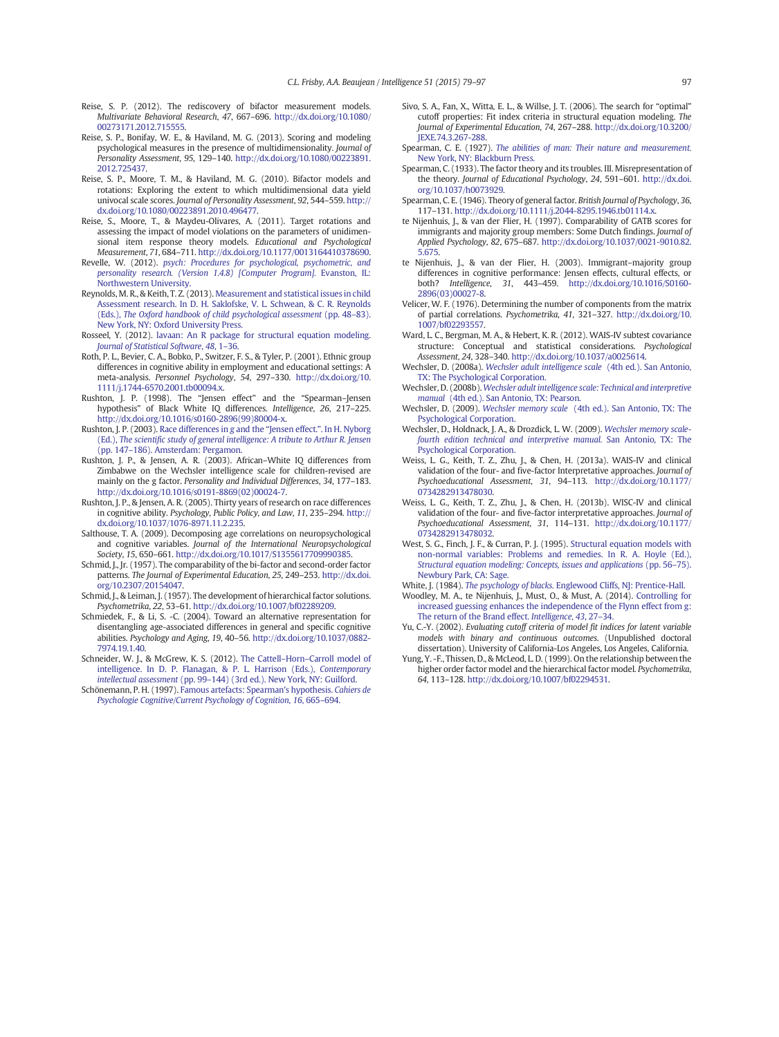Reise, S. P. (2012). The rediscovery of bifactor measurement models. *Multivariate Behavioral Research*, *47*, 667–696. http://dx.doi.org/10.1080/00273171.2012.715555.

Reise, S. P., Bonifay, W. E., & Haviland, M. G. (2013). Scoring and modeling psychological measures in the presence of multidimensionality. *Journal of Personality Assessment*, *95*, 129–140. http://dx.doi.org/10.1080/00223891.2012.725437.

Reise, S. P., Moore, T. M., & Haviland, M. G. (2010). Bifactor models and rotations: Exploring the extent to which multidimensional data yield univocal scale scores. *Journal of Personality Assessment*, *92*, 544–559. http://dx.doi.org/10.1080/00223891.2010.496477.

Reise, S., Moore, T., & Maydeu-Olivares, A. (2011). Target rotations and assessing the impact of model violations on the parameters of unidimensional item response theory models. *Educational and Psychological Measurement*, *71*, 684–711. http://dx.doi.org/10.1177/0013164410378690.

Revelle, W. (2012). *psych: Procedures for psychological, psychometric, and personality research. (Version 1.4.8) [Computer Program].* Evanston, IL: Northwestern University.

Reynolds, M. R., & Keith, T. Z. (2013). Measurement and statistical issues in child Assessment research. In D. H. Saklofske, V. L. Schwean, & C. R. Reynolds (Eds.), *The Oxford handbook of child psychological assessment* (pp. 48–83). New York, NY: Oxford University Press.

Rosseel, Y. (2012). lavaan: An R package for structural equation modeling. *Journal of Statistical Software*, *48*, 1–36.

Roth, P. L., Bevier, C. A., Bobko, P., Switzer, F. S., & Tyler, P. (2001). Ethnic group differences in cognitive ability in employment and educational settings: A meta-analysis. *Personnel Psychology*, *54*, 297–330. http://dx.doi.org/10.1111/j.1744-6570.2001.tb00094.x.

Rushton, J. P. (1998). The "Jensen effect" and the "Spearman–Jensen hypothesis" of Black White IQ differences. *Intelligence*, *26*, 217–225. http://dx.doi.org/10.1016/s0160-2896(99)80004-x.

Rushton, J. P. (2003). Race differences in *g* and the "Jensen effect.". In H. Nyborg (Ed.), *The scientific study of general intelligence: A tribute to Arthur R. Jensen* (pp. 147–186). Amsterdam: Pergamon.

Rushton, J. P., & Jensen, A. R. (2003). African–White IQ differences from Zimbabwe on the Wechsler intelligence scale for children-revised are mainly on the g factor. *Personality and Individual Differences*, *34*, 177–183. http://dx.doi.org/10.1016/s0191-8869(02)00024-7.

Rushton, J. P., & Jensen, A. R. (2005). Thirty years of research on race differences in cognitive ability. *Psychology, Public Policy, and Law*, *11*, 235–294. http://dx.doi.org/10.1037/1076-8971.11.2.235.

Salthouse, T. A. (2009). Decomposing age correlations on neuropsychological and cognitive variables. *Journal of the International Neuropsychological Society*, *15*, 650–661. http://dx.doi.org/10.1017/S1355617709990385.

Schmid, J., Jr. (1957). The comparability of the bi-factor and second-order factor patterns. *The Journal of Experimental Education*, *25*, 249–253. http://dx.doi.org/10.2307/20154047.

Schmid, J., & Leiman, J. (1957). The development of hierarchical factor solutions. *Psychometrika*, *22*, 53–61. http://dx.doi.org/10.1007/bf02289209.

Schmiedek, F., & Li, S. -C. (2004). Toward an alternative representation for disentangling age-associated differences in general and specific cognitive abilities. *Psychology and Aging*, *19*, 40–56. http://dx.doi.org/10.1037/0882-7974.19.1.40.

Schneider, W. J., & McGrew, K. S. (2012). The Cattell–Horn–Carroll model of intelligence. In D. P. Flanagan, & P. L. Harrison (Eds.), *Contemporary intellectual assessment* (pp. 99–144) (3rd ed.). New York, NY: Guilford.

Schönemann, P. H. (1997). Famous artefacts: Spearman's hypothesis. *Cahiers de Psychologie Cognitive/Current Psychology of Cognition*, *16*, 665–694.

Sivo, S. A., Fan, X., Witta, E. L., & Willse, J. T. (2006). The search for "optimal" cutoff properties: Fit index criteria in structural equation modeling. *The Journal of Experimental Education*, *74*, 267–288. http://dx.doi.org/10.3200/JEXE.74.3.267-288.

Spearman, C. E. (1927). *The abilities of man: Their nature and measurement.* New York, NY: Blackburn Press.

Spearman, C. (1933). The factor theory and its troubles. III. Misrepresentation of the theory. *Journal of Educational Psychology*, *24*, 591–601. http://dx.doi.org/10.1037/h0073929.

Spearman, C. E. (1946). Theory of general factor. *British Journal of Psychology*, *36*, 117–131. http://dx.doi.org/10.1111/j.2044-8295.1946.tb01114.x.

te Nijenhuis, J., & van der Flier, H. (1997). Comparability of GATB scores for immigrants and majority group members: Some Dutch findings. *Journal of Applied Psychology*, *82*, 675–687. http://dx.doi.org/10.1037/0021-9010.82.5.675.

te Nijenhuis, J., & van der Flier, H. (2003). Immigrant–majority group differences in cognitive performance: Jensen effects, cultural effects, or both? *Intelligence*, *31*, 443–459. http://dx.doi.org/10.1016/S0160-2896(03)00027-8.

Velicer, W. F. (1976). Determining the number of components from the matrix of partial correlations. *Psychometrika*, *41*, 321–327. http://dx.doi.org/10.1007/bf02293557.

Ward, L. C., Bergman, M. A., & Hebert, K. R. (2012). WAIS-IV subtest covariance structure: Conceptual and statistical considerations. *Psychological Assessment*, *24*, 328–340. http://dx.doi.org/10.1037/a0025614.

Wechsler, D. (2008a). *Wechsler adult intelligence scale* (4th ed.). San Antonio, TX: The Psychological Corporation.

Wechsler, D. (2008b). *Wechsler adult intelligence scale: Technical and interpretive manual* (4th ed.). San Antonio, TX: Pearson.

Wechsler, D. (2009). *Wechsler memory scale* (4th ed.). San Antonio, TX: The Psychological Corporation.

Wechsler, D., Holdnack, J. A., & Drozdick, L. W. (2009). *Wechsler memory scale-fourth edition technical and interpretive manual.* San Antonio, TX: The Psychological Corporation.

Weiss, L. G., Keith, T. Z., Zhu, J., & Chen, H. (2013a). WAIS-IV and clinical validation of the four- and five-factor Interpretative approaches. *Journal of Psychoeducational Assessment*, *31*, 94–113. http://dx.doi.org/10.1177/0734282913478030.

Weiss, L. G., Keith, T. Z., Zhu, J., & Chen, H. (2013b). WISC-IV and clinical validation of the four- and five-factor interpretative approaches. *Journal of Psychoeducational Assessment*, *31*, 114–131. http://dx.doi.org/10.1177/0734282913478032.

West, S. G., Finch, J. F., & Curran, P. J. (1995). Structural equation models with non-normal variables: Problems and remedies. In R. A. Hoyle (Ed.), *Structural equation modeling: Concepts, issues and applications* (pp. 56–75). Newbury Park, CA: Sage.

White, J. (1984). *The psychology of blacks.* Englewood Cliffs, NJ: Prentice-Hall.

Woodley, M. A., te Nijenhuis, J., Must, O., & Must, A. (2014). Controlling for increased guessing enhances the independence of the Flynn effect from g: The return of the Brand effect. *Intelligence*, *43*, 27–34.

Yu, C.-Y. (2002). *Evaluating cutoff criteria of model fit indices for latent variable models with binary and continuous outcomes.* (Unpublished doctoral dissertation). University of California-Los Angeles, Los Angeles, California.

Yung, Y. -F., Thissen, D., & McLeod, L. D. (1999). On the relationship between the higher order factor model and the hierarchical factor model. *Psychometrika*, *64*, 113–128. http://dx.doi.org/10.1007/bf02294531.